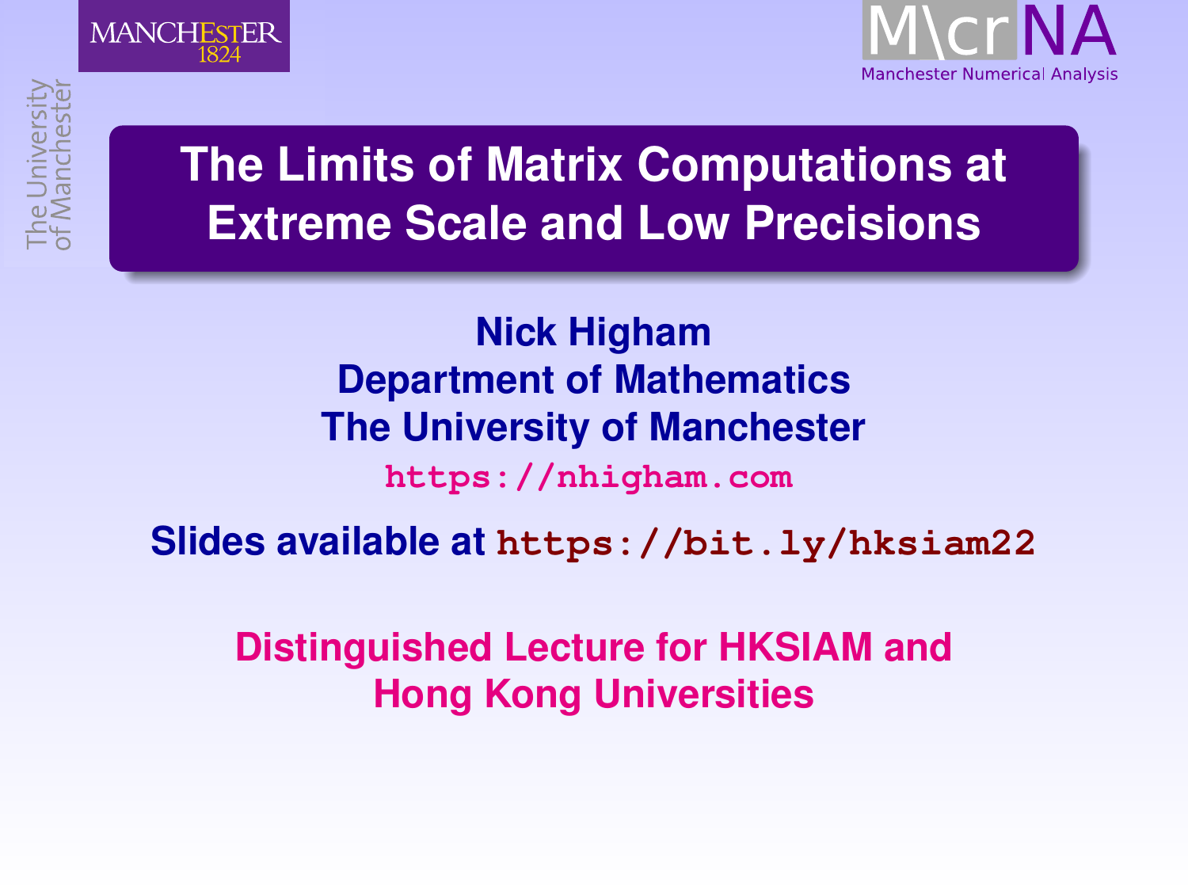MANCHESTER 1824

The University of Manchester

M\cr NA
Manchester Numerical Analysis

# The Limits of Matrix Computations at Extreme Scale and Low Precisions

**Nick Higham**
**Department of Mathematics**
**The University of Manchester**

`https://nhigham.com`

**Slides available at `https://bit.ly/hksiam22`**

**Distinguished Lecture for HKSIAM and Hong Kong Universities**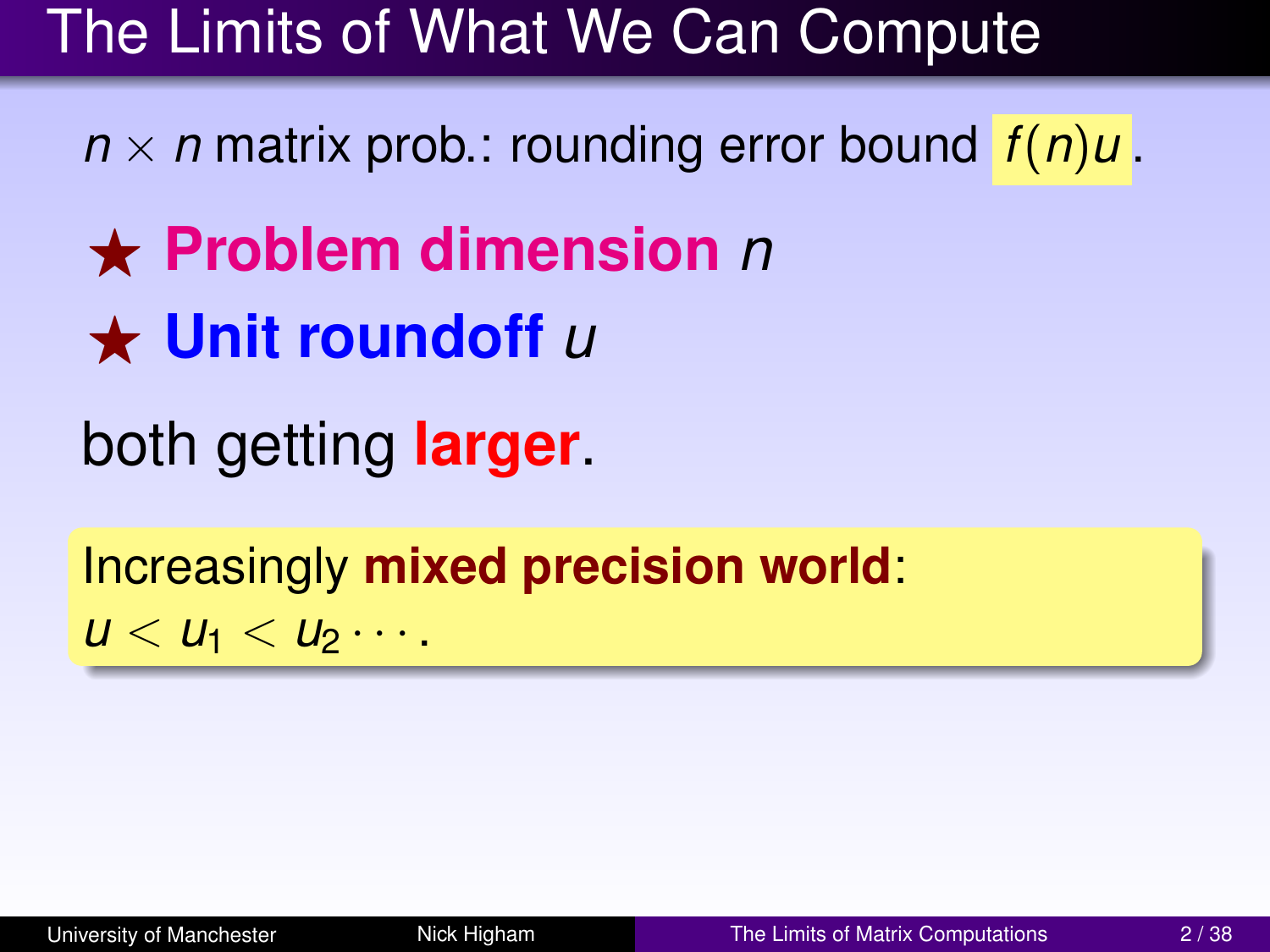# The Limits of What We Can Compute

$n \times n$ matrix prob.: rounding error bound $f(n)u$.

- ★ **Problem dimension** $n$
- ★ **Unit roundoff** $u$

both getting **larger**.

Increasingly **mixed precision world**:
$u < u_1 < u_2 \cdots$.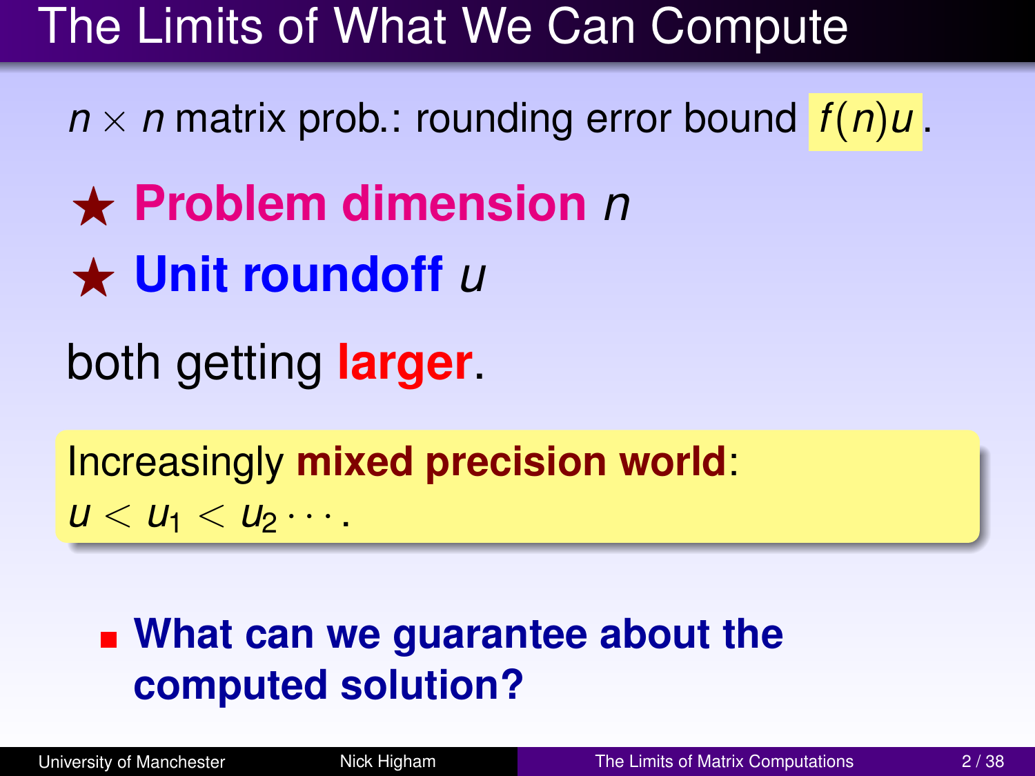# The Limits of What We Can Compute

$n \times n$ matrix prob.: rounding error bound $f(n)u$.

★ **Problem dimension** $n$

★ **Unit roundoff** $u$

both getting **larger**.

Increasingly **mixed precision world**:
$u < u_1 < u_2 \cdots$.

- **What can we guarantee about the computed solution?**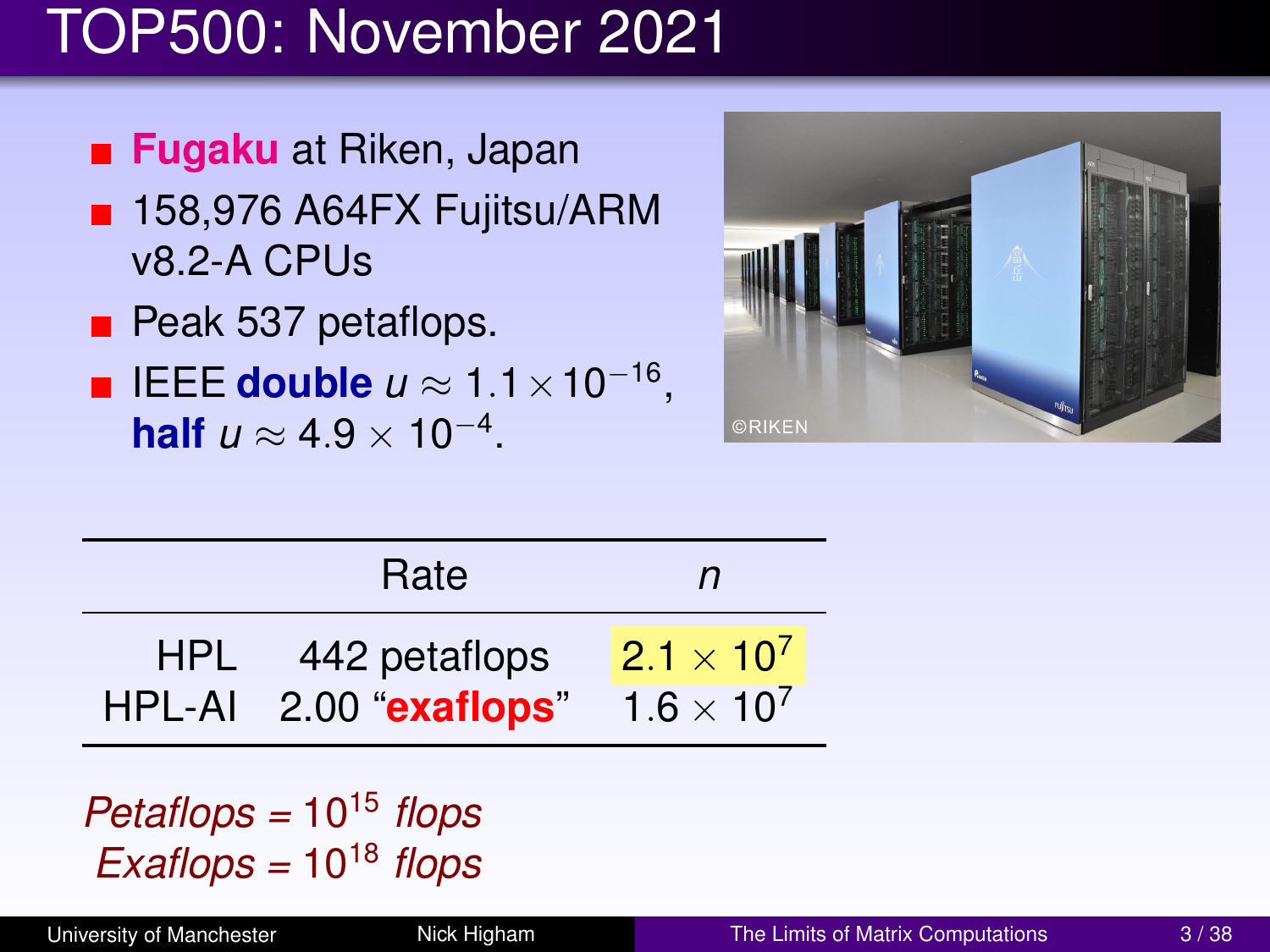# TOP500: November 2021

- **Fugaku** at Riken, Japan
- 158,976 A64FX Fujitsu/ARM v8.2-A CPUs
- Peak 537 petaflops.
- IEEE **double** $u \approx 1.1 \times 10^{-16}$, **half** $u \approx 4.9 \times 10^{-4}$.

| | Rate | $n$ |
|---|---|---|
| HPL | 442 petaflops | $2.1 \times 10^7$ |
| HPL-AI | 2.00 "**exaflops**" | $1.6 \times 10^7$ |

*Petaflops* = $10^{15}$ *flops*
*Exaflops* = $10^{18}$ *flops*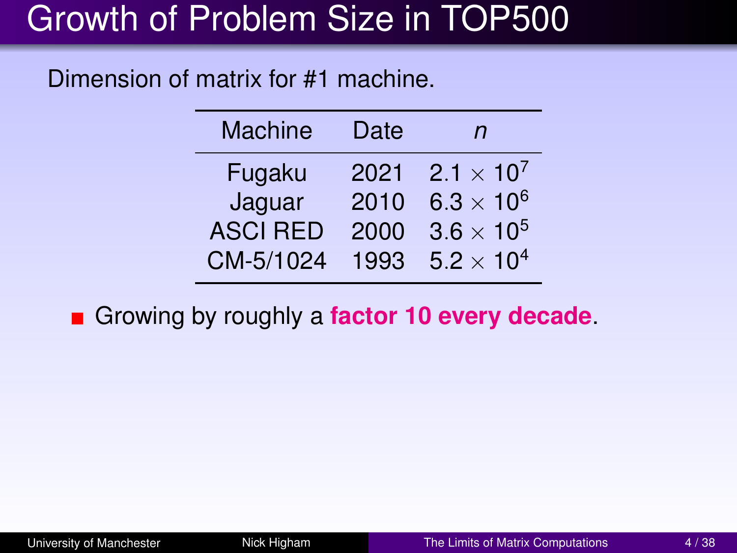# Growth of Problem Size in TOP500

Dimension of matrix for #1 machine.

| Machine | Date | $n$ |
|---|---|---|
| Fugaku | 2021 | $2.1 \times 10^7$ |
| Jaguar | 2010 | $6.3 \times 10^6$ |
| ASCI RED | 2000 | $3.6 \times 10^5$ |
| CM-5/1024 | 1993 | $5.2 \times 10^4$ |

- Growing by roughly a **factor 10 every decade**.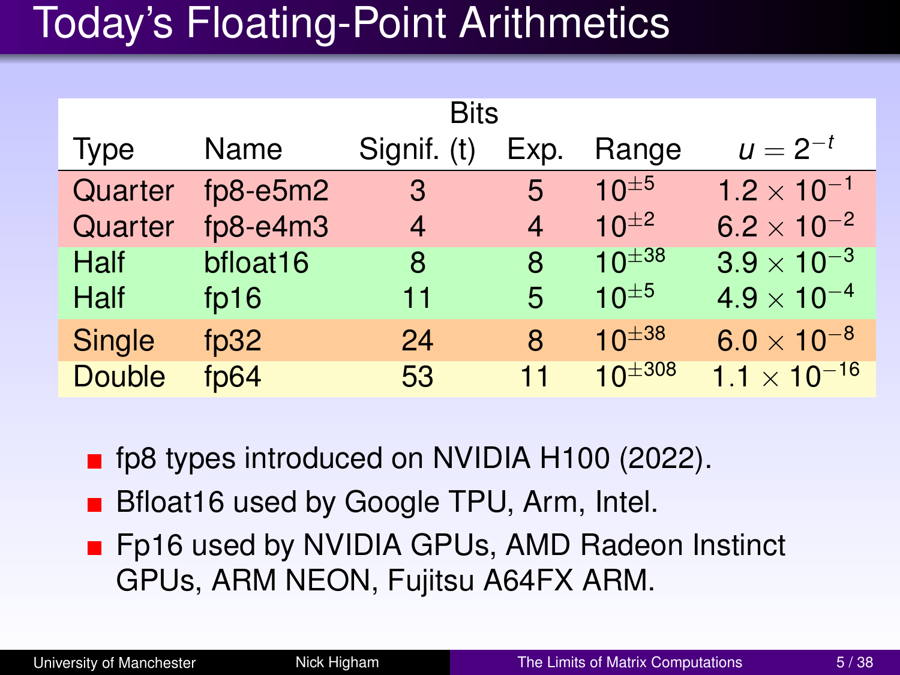# Today's Floating-Point Arithmetics

| Type | Name | Bits | | Range | $u = 2^{-t}$ |
|---|---|---|---|---|---|
| | | Signif. (t) | Exp. | | |
| Quarter | fp8-e5m2 | 3 | 5 | $10^{\pm 5}$ | $1.2 \times 10^{-1}$ |
| Quarter | fp8-e4m3 | 4 | 4 | $10^{\pm 2}$ | $6.2 \times 10^{-2}$ |
| Half | bfloat16 | 8 | 8 | $10^{\pm 38}$ | $3.9 \times 10^{-3}$ |
| Half | fp16 | 11 | 5 | $10^{\pm 5}$ | $4.9 \times 10^{-4}$ |
| Single | fp32 | 24 | 8 | $10^{\pm 38}$ | $6.0 \times 10^{-8}$ |
| Double | fp64 | 53 | 11 | $10^{\pm 308}$ | $1.1 \times 10^{-16}$ |

- fp8 types introduced on NVIDIA H100 (2022).
- Bfloat16 used by Google TPU, Arm, Intel.
- Fp16 used by NVIDIA GPUs, AMD Radeon Instinct GPUs, ARM NEON, Fujitsu A64FX ARM.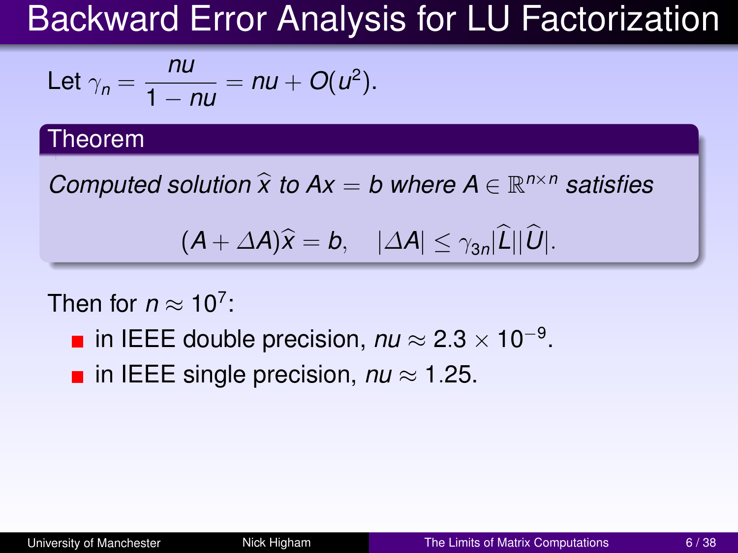# Backward Error Analysis for LU Factorization

Let $\gamma_n = \dfrac{nu}{1 - nu} = nu + O(u^2)$.

**Theorem**

*Computed solution $\widehat{x}$ to $Ax = b$ where $A \in \mathbb{R}^{n \times n}$ satisfies*

$$(A + \Delta A)\widehat{x} = b, \quad |\Delta A| \le \gamma_{3n} |\widehat{L}||\widehat{U}|.$$

Then for $n \approx 10^7$:

- in IEEE double precision, $nu \approx 2.3 \times 10^{-9}$.
- in IEEE single precision, $nu \approx 1.25$.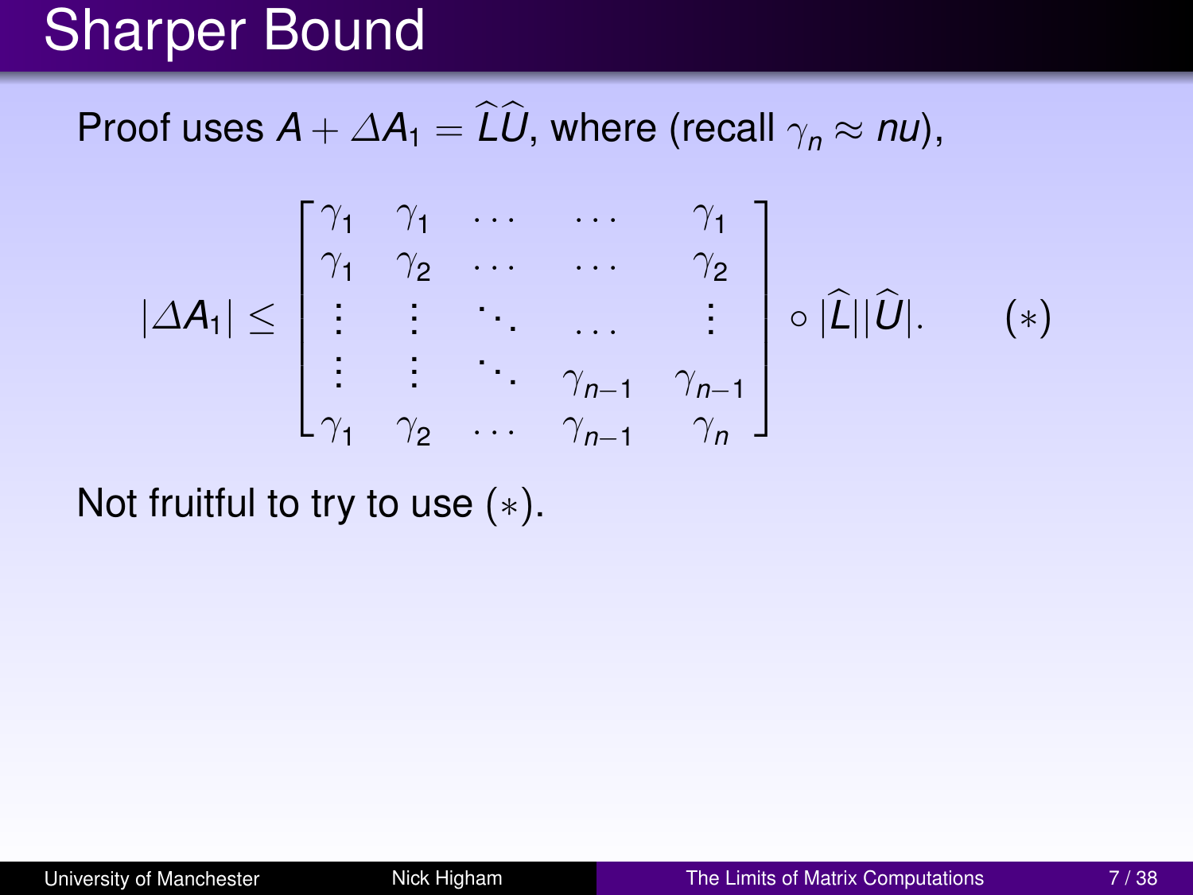# Sharper Bound

Proof uses $A + \Delta A_1 = \widehat{L}\widehat{U}$, where (recall $\gamma_n \approx nu$),

$$|\Delta A_1| \le \begin{bmatrix} \gamma_1 & \gamma_1 & \cdots & \cdots & \gamma_1 \\ \gamma_1 & \gamma_2 & \cdots & \cdots & \gamma_2 \\ \vdots & \vdots & \ddots & \dots & \vdots \\ \vdots & \vdots & \ddots & \gamma_{n-1} & \gamma_{n-1} \\ \gamma_1 & \gamma_2 & \cdots & \gamma_{n-1} & \gamma_n \end{bmatrix} \circ |\widehat{L}||\widehat{U}|. \qquad (*)$$

Not fruitful to try to use $(*)$.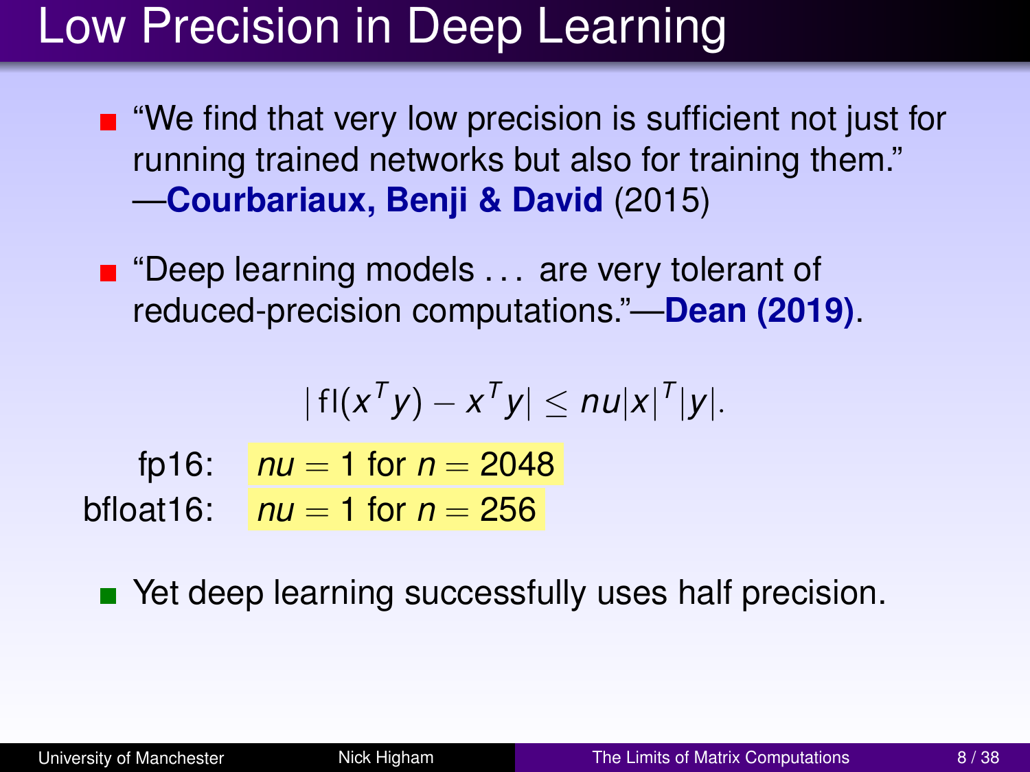# Low Precision in Deep Learning

- "We find that very low precision is sufficient not just for running trained networks but also for training them." —**Courbariaux, Benji & David** (2015)

- "Deep learning models . . . are very tolerant of reduced-precision computations."—**Dean (2019)**.

$$|\,\mathrm{fl}(x^T y) - x^T y| \le nu|x|^T|y|.$$

fp16: $nu = 1$ for $n = 2048$

bfloat16: $nu = 1$ for $n = 256$

- Yet deep learning successfully uses half precision.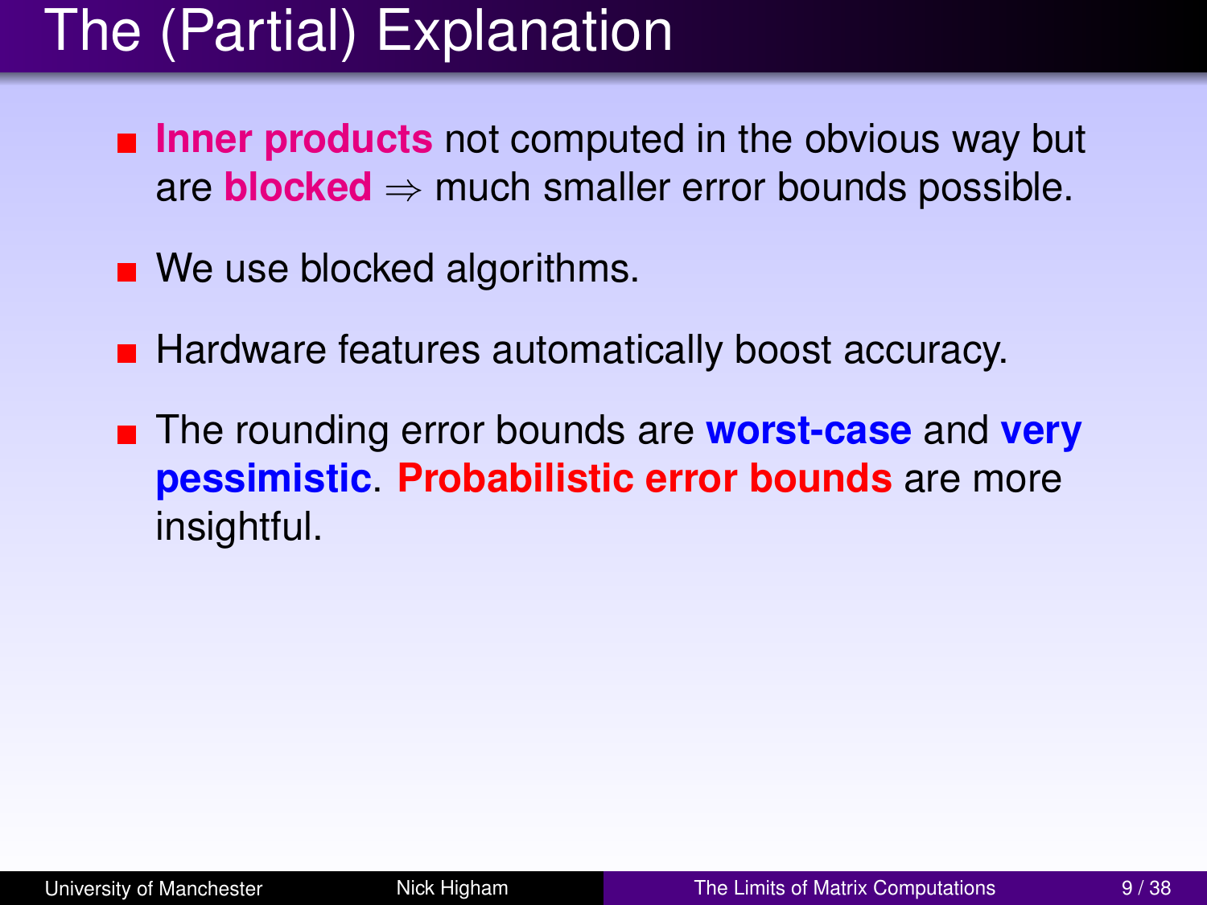# The (Partial) Explanation

- **Inner products** not computed in the obvious way but are **blocked** $\Rightarrow$ much smaller error bounds possible.
- We use blocked algorithms.
- Hardware features automatically boost accuracy.
- The rounding error bounds are **worst-case** and **very pessimistic**. **Probabilistic error bounds** are more insightful.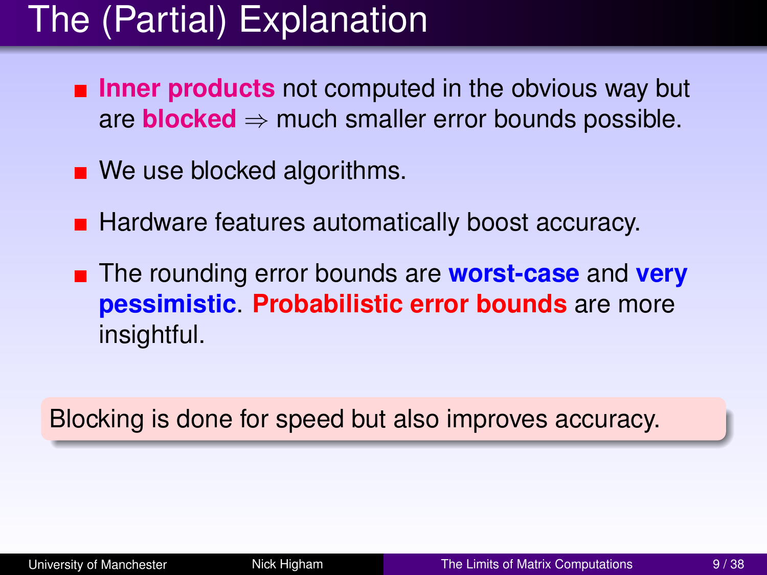# The (Partial) Explanation

- **Inner products** not computed in the obvious way but are **blocked** $\Rightarrow$ much smaller error bounds possible.
- We use blocked algorithms.
- Hardware features automatically boost accuracy.
- The rounding error bounds are **worst-case** and **very pessimistic**. **Probabilistic error bounds** are more insightful.

Blocking is done for speed but also improves accuracy.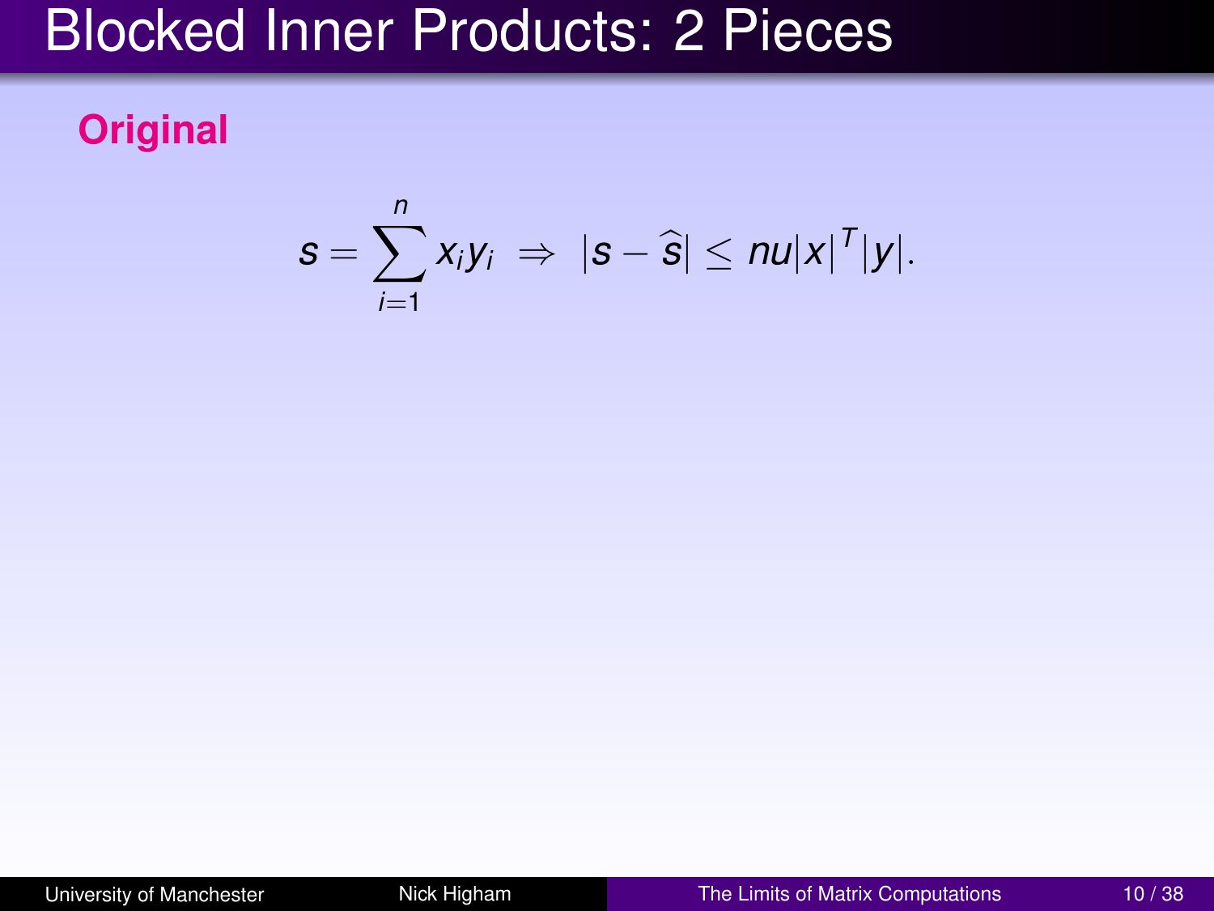# Blocked Inner Products: 2 Pieces

**Original**

$$s = \sum_{i=1}^{n} x_i y_i \;\Rightarrow\; |s - \widehat{s}| \le nu|x|^T|y|.$$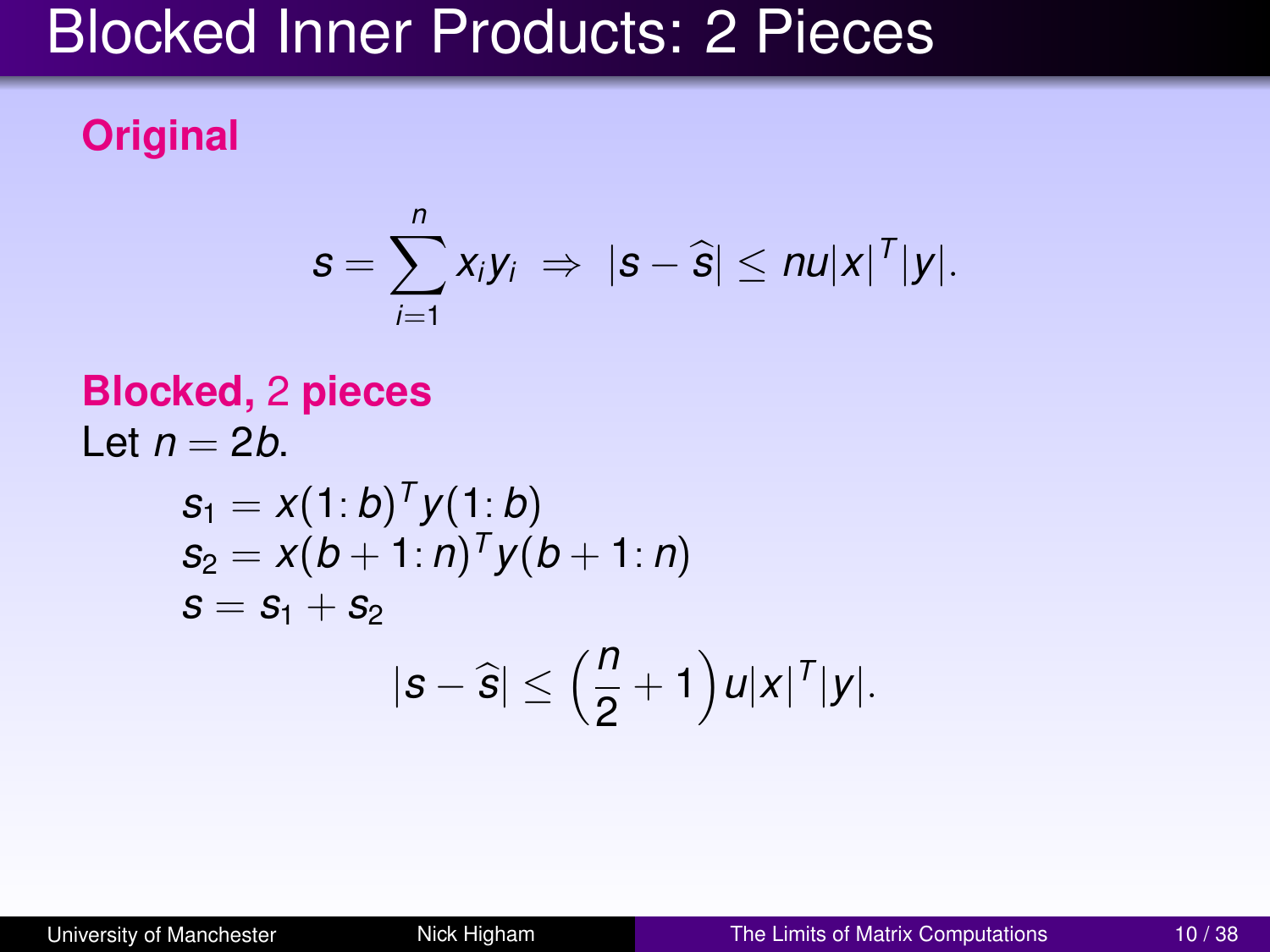# Blocked Inner Products: 2 Pieces

**Original**

$$s = \sum_{i=1}^{n} x_i y_i \;\Rightarrow\; |s - \widehat{s}| \le nu|x|^T|y|.$$

**Blocked, 2 pieces**

Let $n = 2b$.

$$
\begin{aligned}
s_1 &= x(1\colon b)^T y(1\colon b)\\
s_2 &= x(b+1\colon n)^T y(b+1\colon n)\\
s &= s_1 + s_2
\end{aligned}
$$

$$|s - \widehat{s}| \le \left(\frac{n}{2} + 1\right) u|x|^T|y|.$$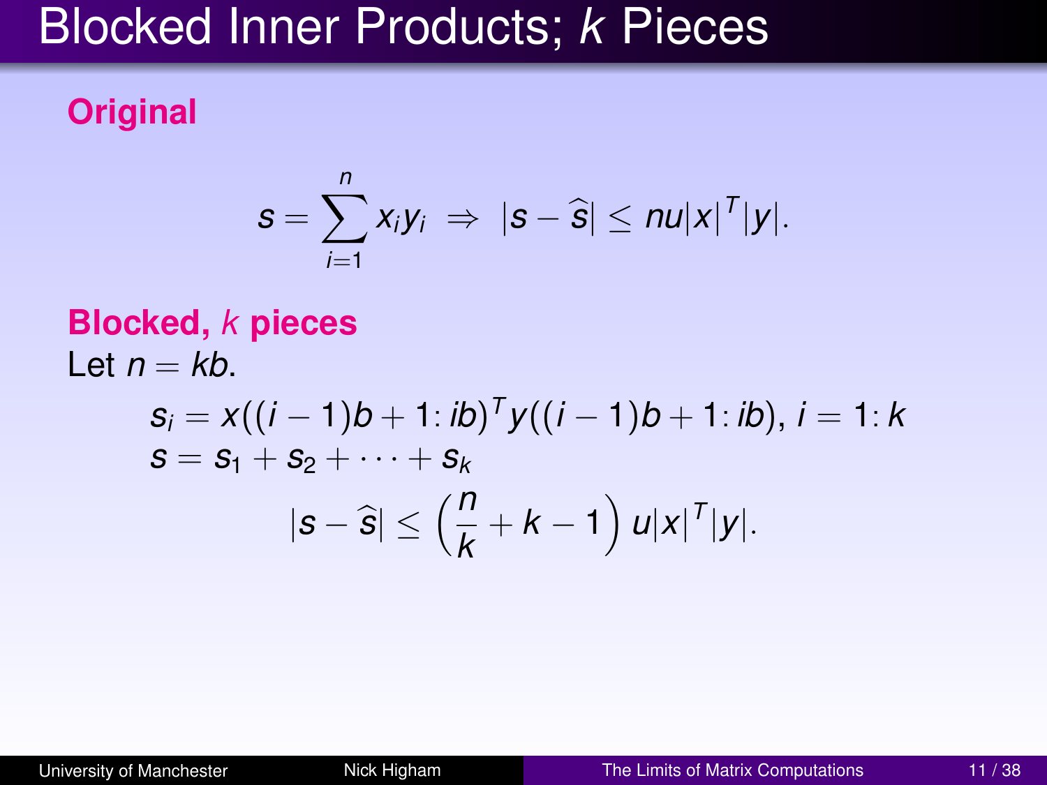# Blocked Inner Products; $k$ Pieces

**Original**

$$s = \sum_{i=1}^{n} x_i y_i \;\Rightarrow\; |s - \widehat{s}| \le nu|x|^T|y|.$$

**Blocked, $k$ pieces**

Let $n = kb$.

$$s_i = x((i-1)b+1\colon ib)^T y((i-1)b+1\colon ib),\ i = 1\colon k$$

$$s = s_1 + s_2 + \cdots + s_k$$

$$|s - \widehat{s}| \le \left(\frac{n}{k} + k - 1\right) u|x|^T|y|.$$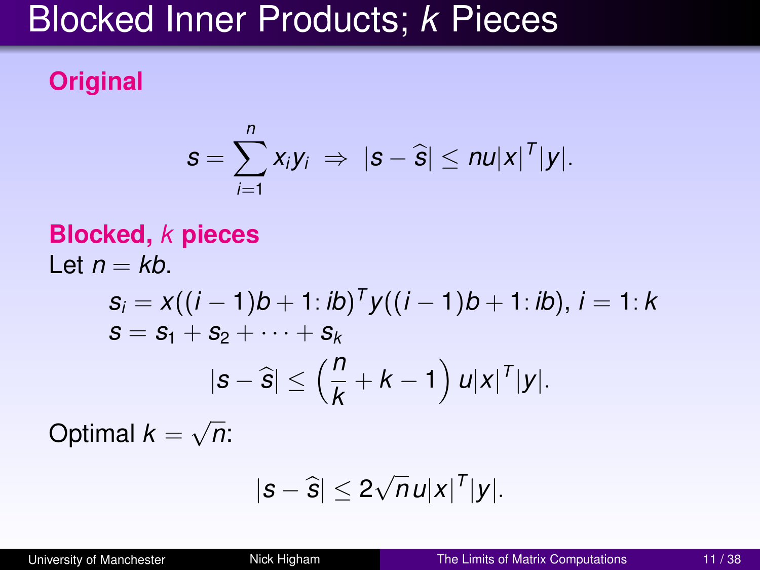# Blocked Inner Products; $k$ Pieces

**Original**

$$s = \sum_{i=1}^{n} x_i y_i \;\Rightarrow\; |s - \widehat{s}| \le nu|x|^T|y|.$$

**Blocked, $k$ pieces**

Let $n = kb$.

$$s_i = x((i-1)b+1\colon ib)^T y((i-1)b+1\colon ib),\ i = 1\colon k$$

$$s = s_1 + s_2 + \cdots + s_k$$

$$|s - \widehat{s}| \le \left(\frac{n}{k} + k - 1\right) u|x|^T|y|.$$

Optimal $k = \sqrt{n}$:

$$|s - \widehat{s}| \le 2\sqrt{n}\,u|x|^T|y|.$$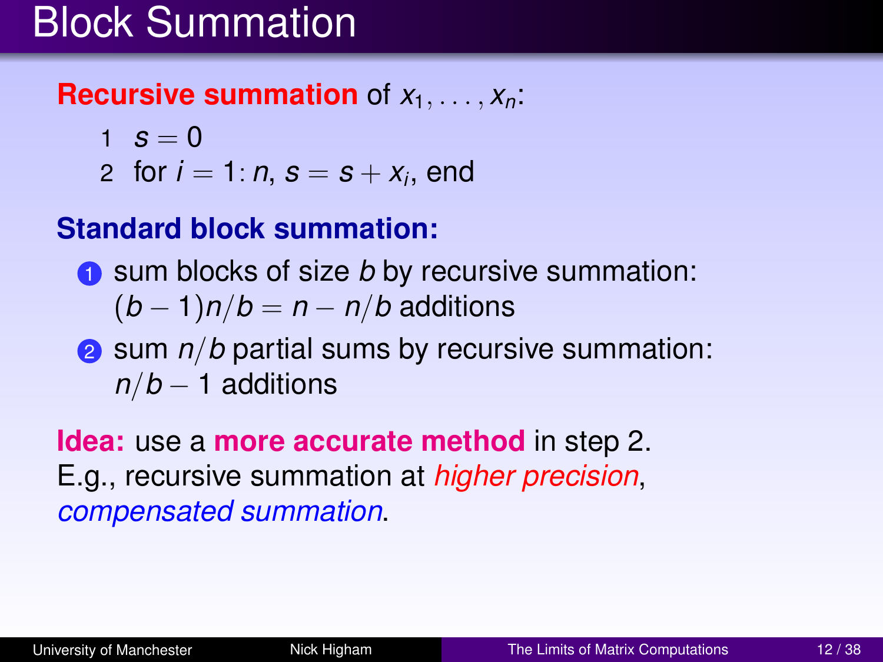# Block Summation

**Recursive summation** of $x_1, \ldots, x_n$:

```
1  s = 0
2  for i = 1: n, s = s + x_i, end
```

**Standard block summation:**

1. sum blocks of size $b$ by recursive summation: $(b-1)n/b = n - n/b$ additions
2. sum $n/b$ partial sums by recursive summation: $n/b - 1$ additions

**Idea:** use a **more accurate method** in step 2.
E.g., recursive summation at *higher precision*, *compensated summation*.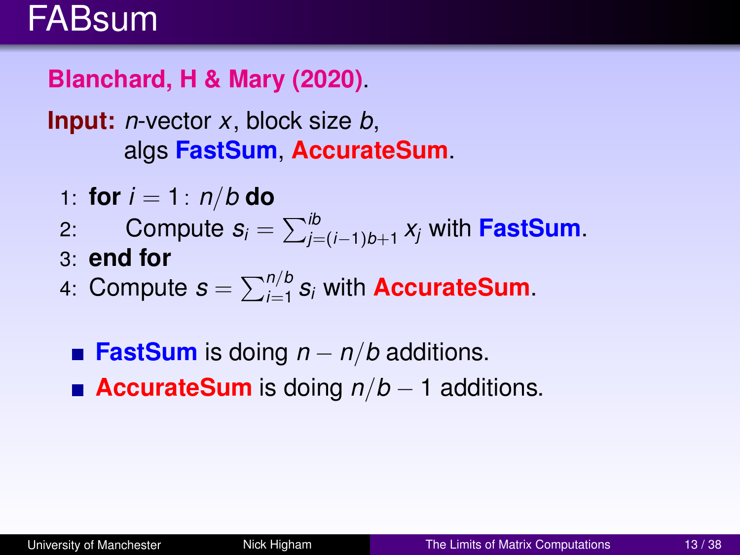# FABsum

**Blanchard, H & Mary (2020)**.

**Input:** $n$-vector $x$, block size $b$,
algs **FastSum**, **AccurateSum**.

1: **for** $i = 1\colon n/b$ **do**
2: Compute $s_i = \sum_{j=(i-1)b+1}^{ib} x_j$ with **FastSum**.
3: **end for**
4: Compute $s = \sum_{i=1}^{n/b} s_i$ with **AccurateSum**.

- **FastSum** is doing $n - n/b$ additions.
- **AccurateSum** is doing $n/b - 1$ additions.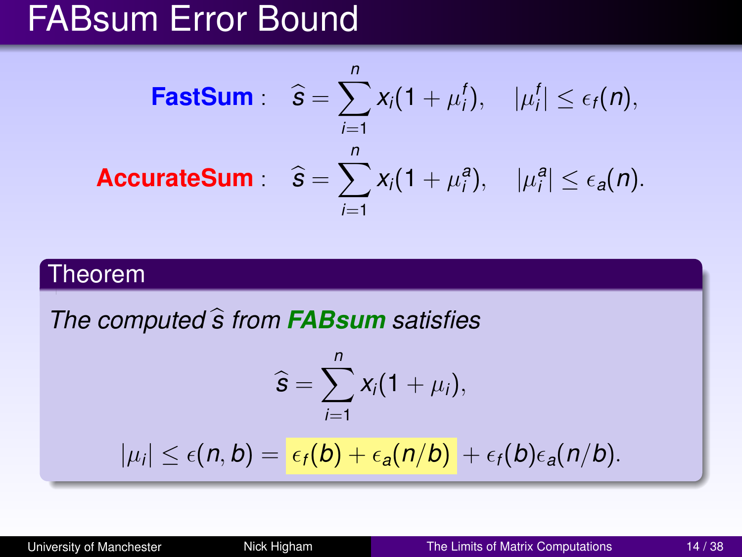# FABsum Error Bound

$$\textbf{FastSum}: \quad \widehat{s} = \sum_{i=1}^{n} x_i(1+\mu_i^f), \quad |\mu_i^f| \le \epsilon_f(n),$$

$$\textbf{AccurateSum}: \quad \widehat{s} = \sum_{i=1}^{n} x_i(1+\mu_i^a), \quad |\mu_i^a| \le \epsilon_a(n).$$

## Theorem

*The computed $\widehat{s}$ from **FABsum** satisfies*

$$\widehat{s} = \sum_{i=1}^{n} x_i(1+\mu_i),$$

$$|\mu_i| \le \epsilon(n,b) = \epsilon_f(b) + \epsilon_a(n/b) + \epsilon_f(b)\epsilon_a(n/b).$$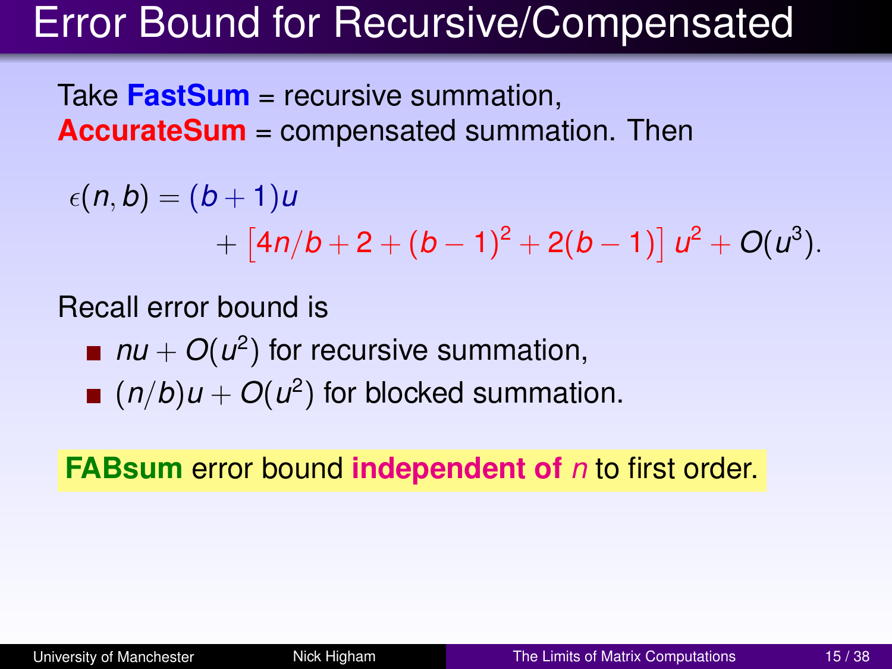# Error Bound for Recursive/Compensated

Take **FastSum** = recursive summation,
**AccurateSum** = compensated summation. Then

$$\epsilon(n,b) = (b+1)u + \left[4n/b + 2 + (b-1)^2 + 2(b-1)\right] u^2 + O(u^3).$$

Recall error bound is

- $nu + O(u^2)$ for recursive summation,
- $(n/b)u + O(u^2)$ for blocked summation.

**FABsum** error bound **independent of** $n$ to first order.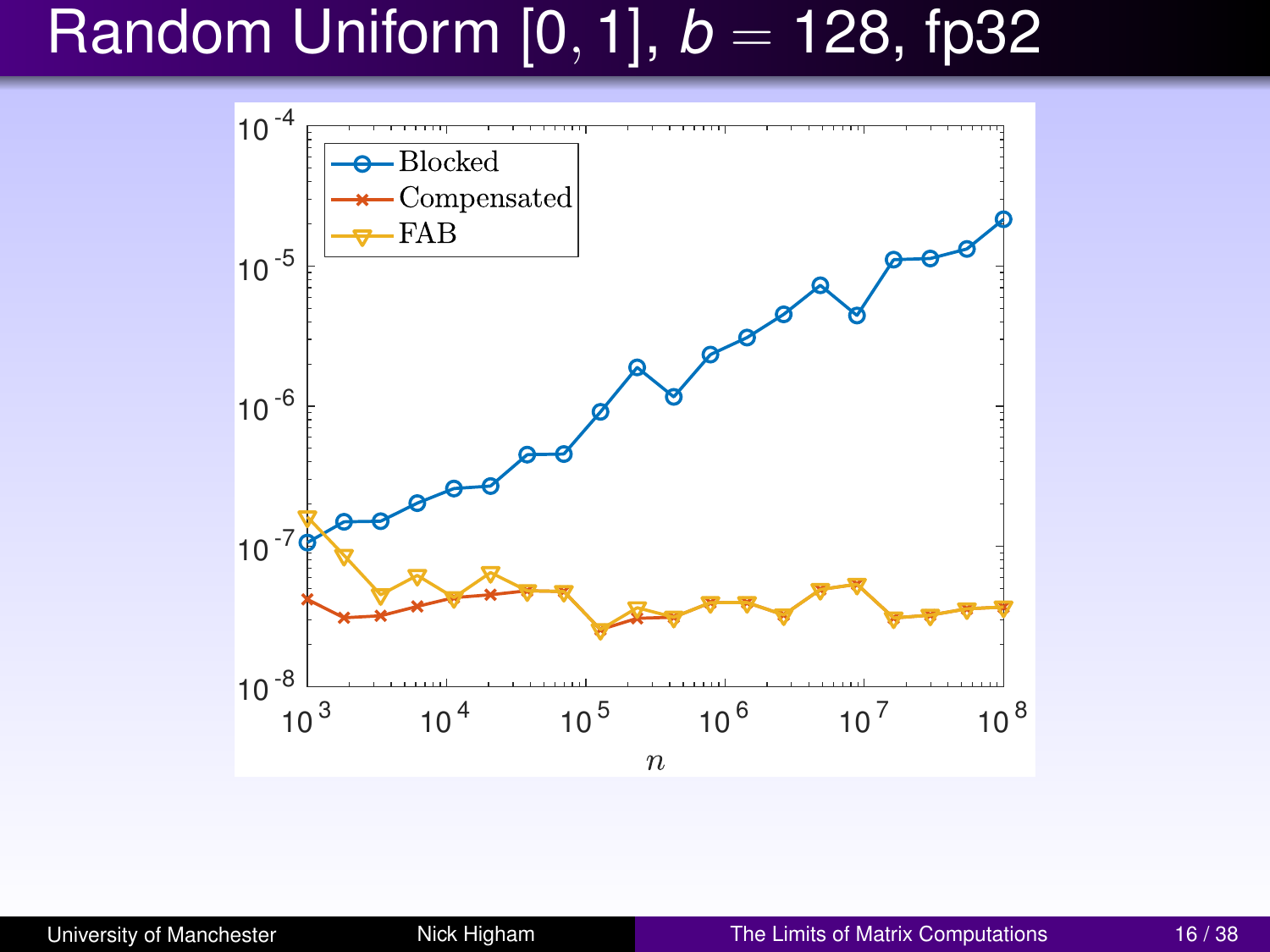# Random Uniform [0, 1], $b = 128$, fp32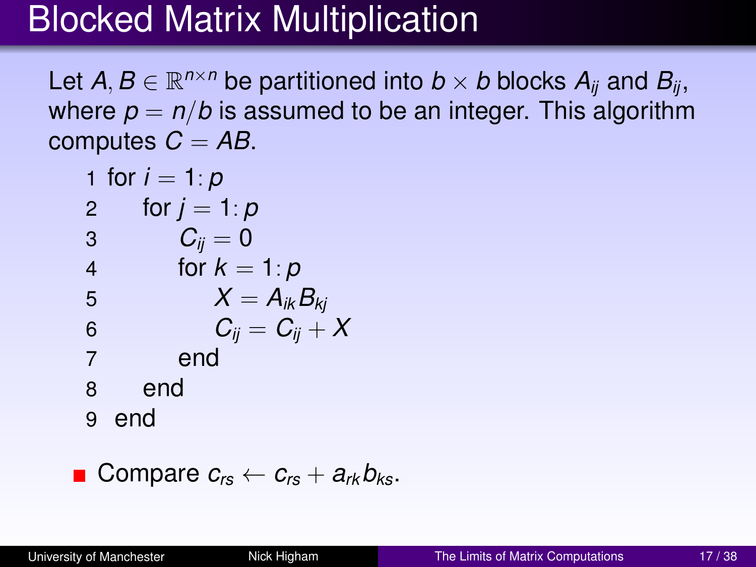# Blocked Matrix Multiplication

Let $A, B \in \mathbb{R}^{n \times n}$ be partitioned into $b \times b$ blocks $A_{ij}$ and $B_{ij}$, where $p = n/b$ is assumed to be an integer. This algorithm computes $C = AB$.

```
1 for i = 1: p
2     for j = 1: p
3         C_ij = 0
4         for k = 1: p
5             X = A_ik B_kj
6             C_ij = C_ij + X
7         end
8     end
9 end
```

- Compare $c_{rs} \leftarrow c_{rs} + a_{rk} b_{ks}$.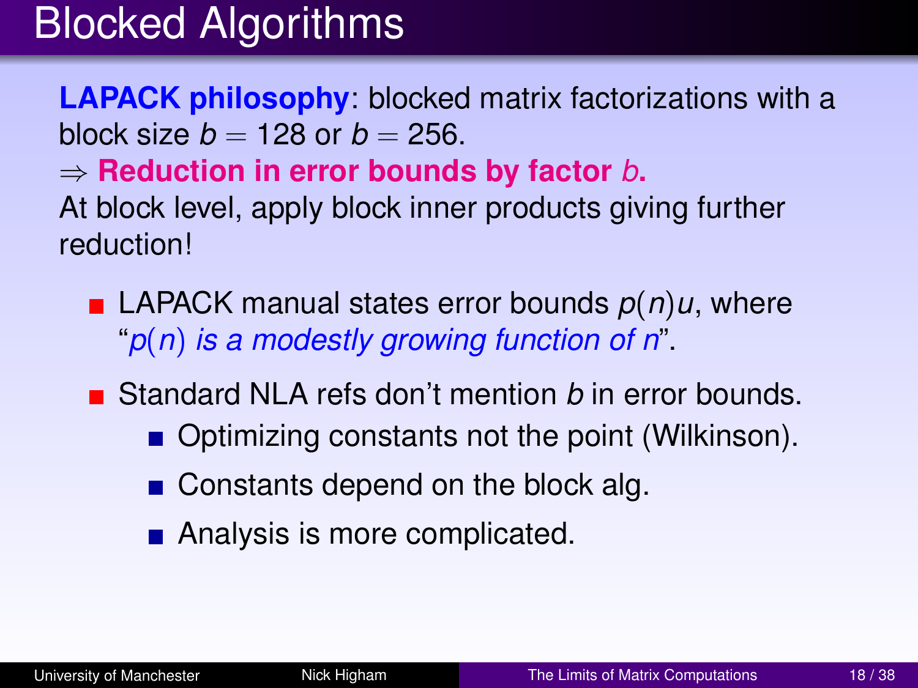# Blocked Algorithms

**LAPACK philosophy**: blocked matrix factorizations with a block size $b = 128$ or $b = 256$.

$\Rightarrow$ **Reduction in error bounds by factor $b$.**

At block level, apply block inner products giving further reduction!

- LAPACK manual states error bounds $p(n)u$, where "*$p(n)$ is a modestly growing function of $n$*".
- Standard NLA refs don't mention $b$ in error bounds.
  - Optimizing constants not the point (Wilkinson).
  - Constants depend on the block alg.
  - Analysis is more complicated.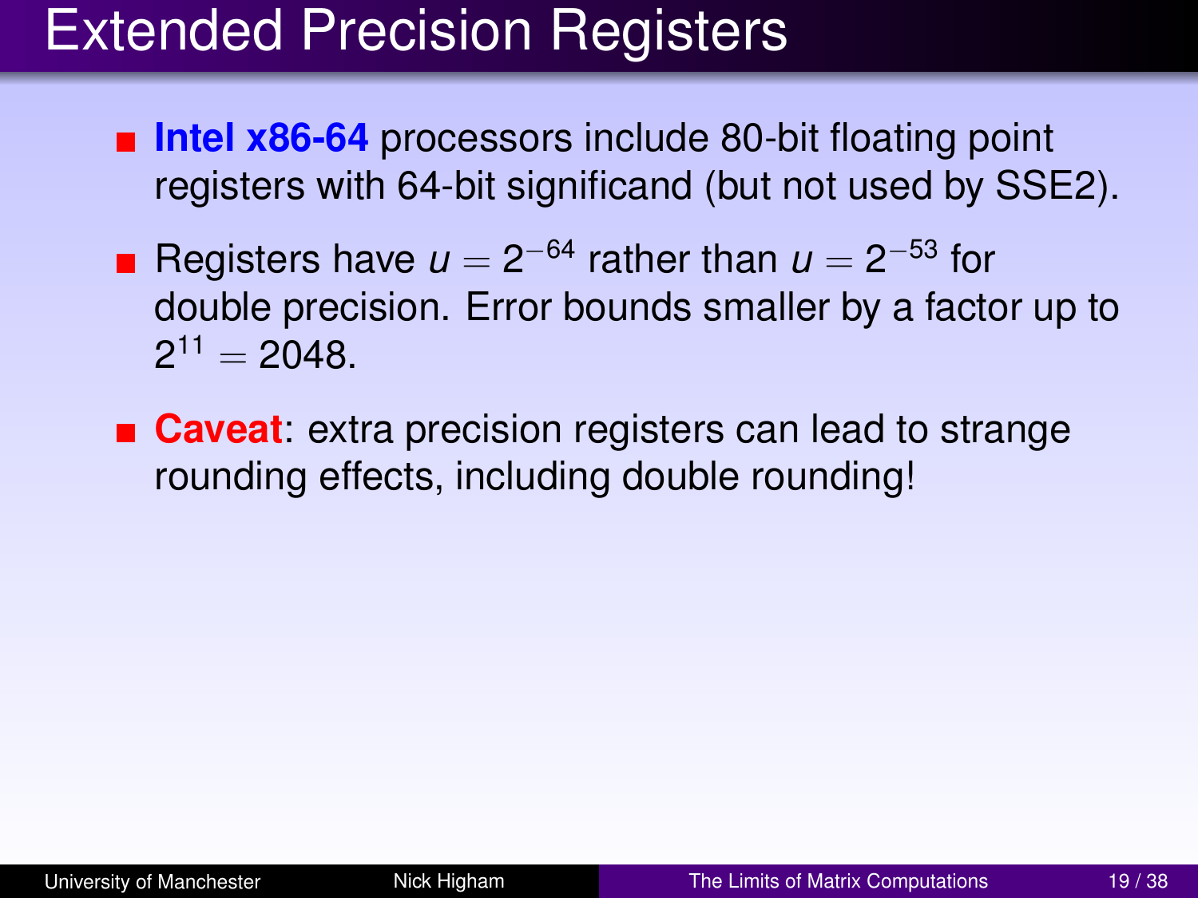# Extended Precision Registers

- **Intel x86-64** processors include 80-bit floating point registers with 64-bit significand (but not used by SSE2).
- Registers have $u = 2^{-64}$ rather than $u = 2^{-53}$ for double precision. Error bounds smaller by a factor up to $2^{11} = 2048$.
- **Caveat**: extra precision registers can lead to strange rounding effects, including double rounding!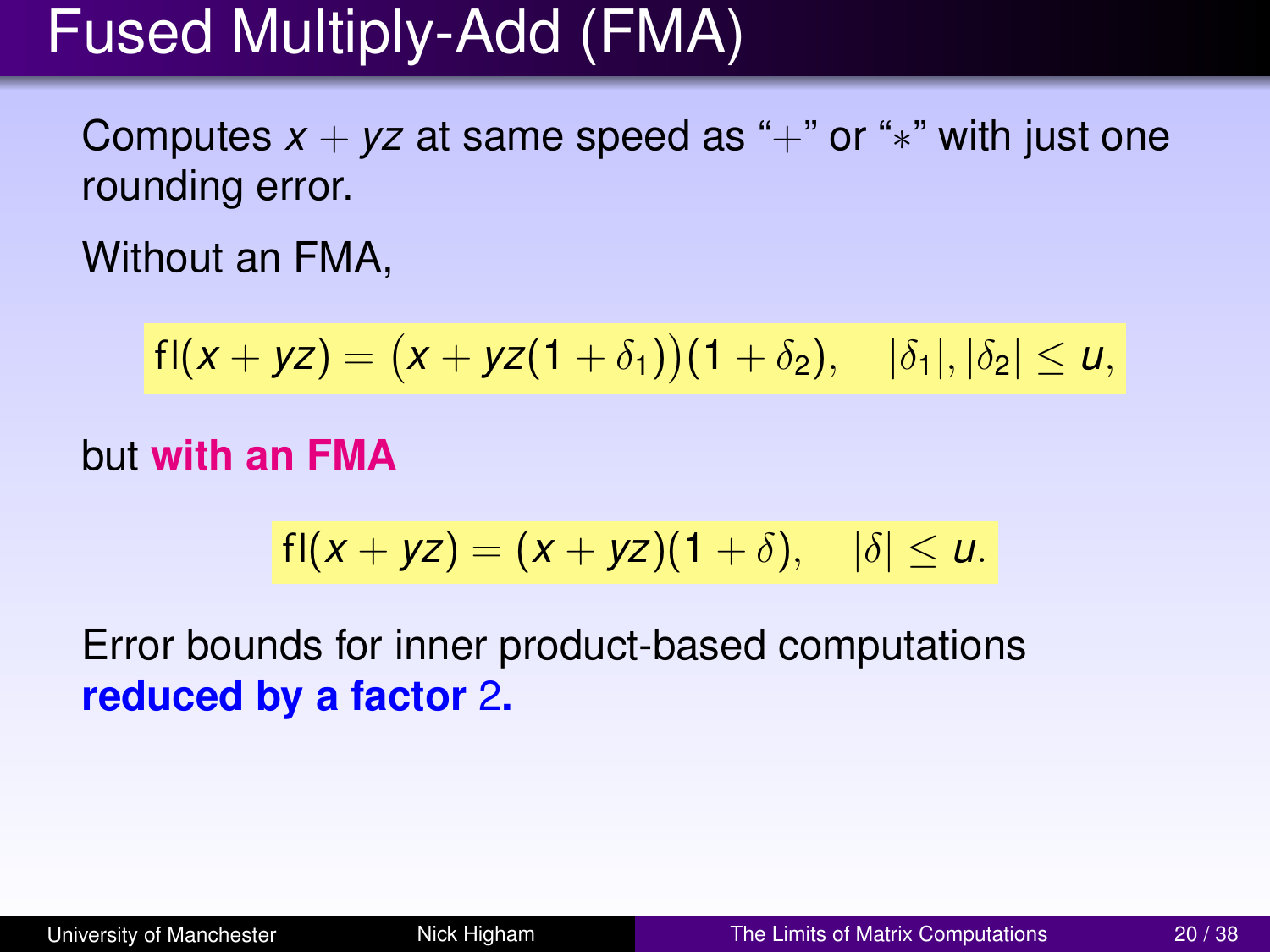# Fused Multiply-Add (FMA)

Computes $x + yz$ at same speed as "$+$" or "$*$" with just one rounding error.

Without an FMA,

$$\text{fl}(x + yz) = \big(x + yz(1 + \delta_1)\big)(1 + \delta_2), \quad |\delta_1|, |\delta_2| \le u,$$

but **with an FMA**

$$\text{fl}(x + yz) = (x + yz)(1 + \delta), \quad |\delta| \le u.$$

Error bounds for inner product-based computations **reduced by a factor 2.**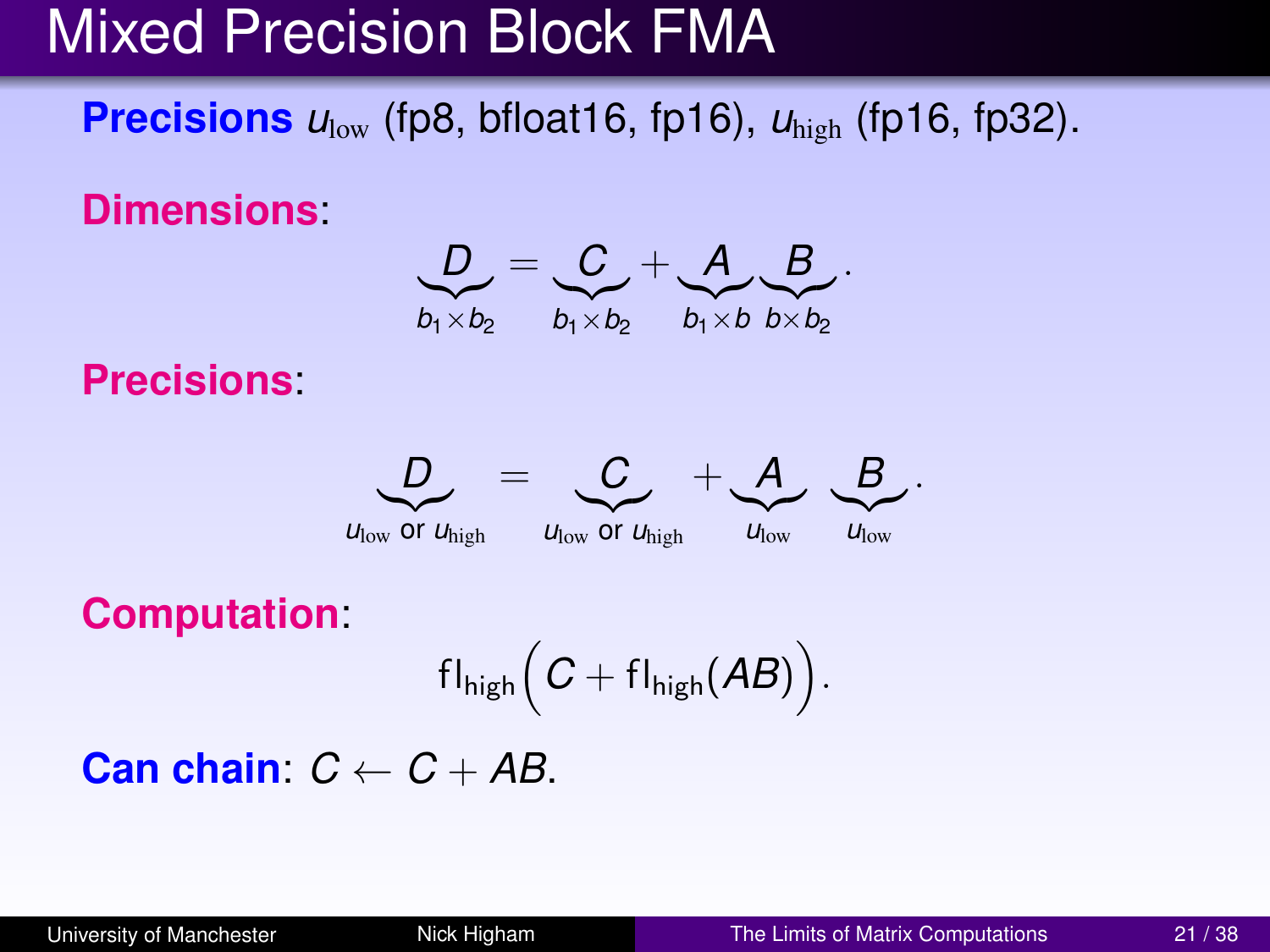# Mixed Precision Block FMA

**Precisions** $u_{\text{low}}$ (fp8, bfloat16, fp16), $u_{\text{high}}$ (fp16, fp32).

**Dimensions**:

$$\underbrace{D}_{b_1 \times b_2} = \underbrace{C}_{b_1 \times b_2} + \underbrace{A}_{b_1 \times b}\underbrace{B}_{b \times b_2}.$$

**Precisions**:

$$\underbrace{D}_{u_{\text{low}} \text{ or } u_{\text{high}}} = \underbrace{C}_{u_{\text{low}} \text{ or } u_{\text{high}}} + \underbrace{A}_{u_{\text{low}}} \; \underbrace{B}_{u_{\text{low}}}.$$

**Computation**:

$$\mathrm{fl}_{\text{high}}\Big(C + \mathrm{fl}_{\text{high}}(AB)\Big).$$

**Can chain**: $C \leftarrow C + AB$.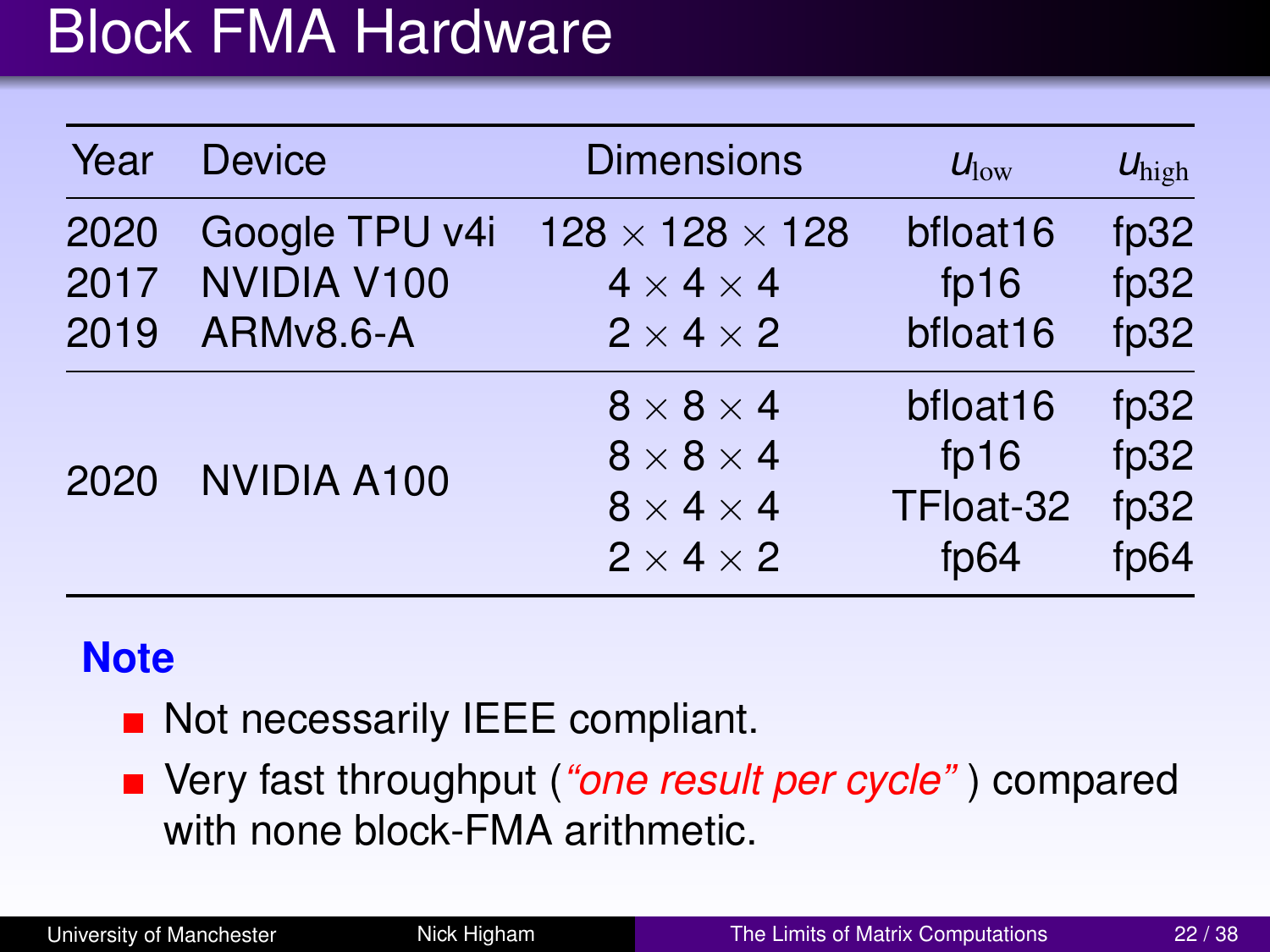# Block FMA Hardware

| Year | Device | Dimensions | $u_{\text{low}}$ | $u_{\text{high}}$ |
|---|---|---|---|---|
| 2020 | Google TPU v4i | $128 \times 128 \times 128$ | bfloat16 | fp32 |
| 2017 | NVIDIA V100 | $4 \times 4 \times 4$ | fp16 | fp32 |
| 2019 | ARMv8.6-A | $2 \times 4 \times 2$ | bfloat16 | fp32 |
| 2020 | NVIDIA A100 | $8 \times 8 \times 4$ | bfloat16 | fp32 |
| | | $8 \times 8 \times 4$ | fp16 | fp32 |
| | | $8 \times 4 \times 4$ | TFloat-32 | fp32 |
| | | $2 \times 4 \times 2$ | fp64 | fp64 |

**Note**

- Not necessarily IEEE compliant.
- Very fast throughput (*"one result per cycle"*) compared with none block-FMA arithmetic.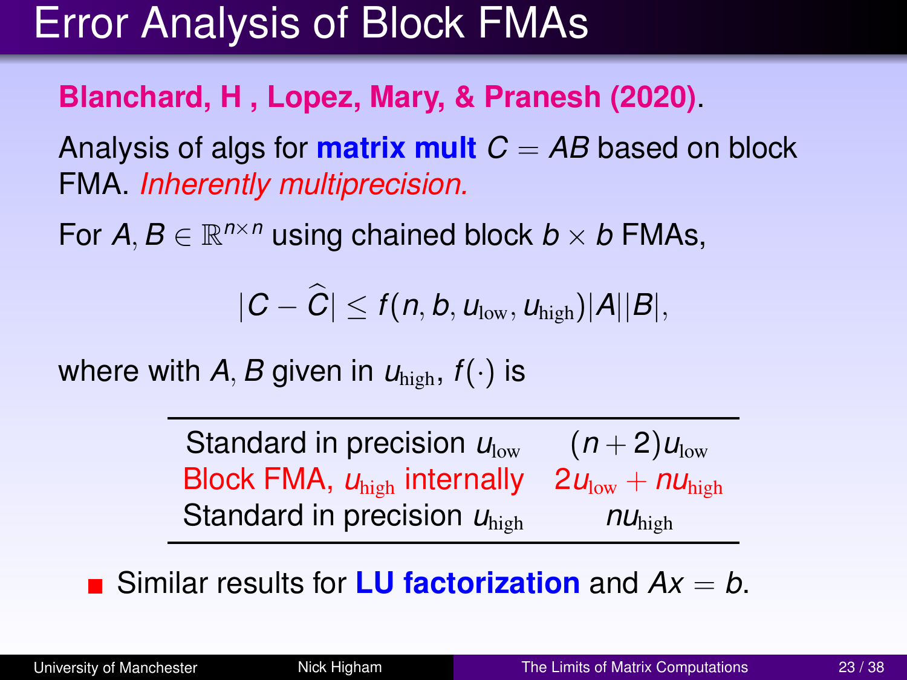# Error Analysis of Block FMAs

**Blanchard, H , Lopez, Mary, & Pranesh (2020).**

Analysis of algs for **matrix mult** $C = AB$ based on block FMA. *Inherently multiprecision.*

For $A, B \in \mathbb{R}^{n \times n}$ using chained block $b \times b$ FMAs,

$$|C - \widehat{C}| \le f(n, b, u_{\rm low}, u_{\rm high})|A||B|,$$

where with $A, B$ given in $u_{\rm high}$, $f(\cdot)$ is

| | |
|---|---|
| Standard in precision $u_{\rm low}$ | $(n+2)u_{\rm low}$ |
| Block FMA, $u_{\rm high}$ internally | $2u_{\rm low} + nu_{\rm high}$ |
| Standard in precision $u_{\rm high}$ | $nu_{\rm high}$ |

- Similar results for **LU factorization** and $Ax = b$.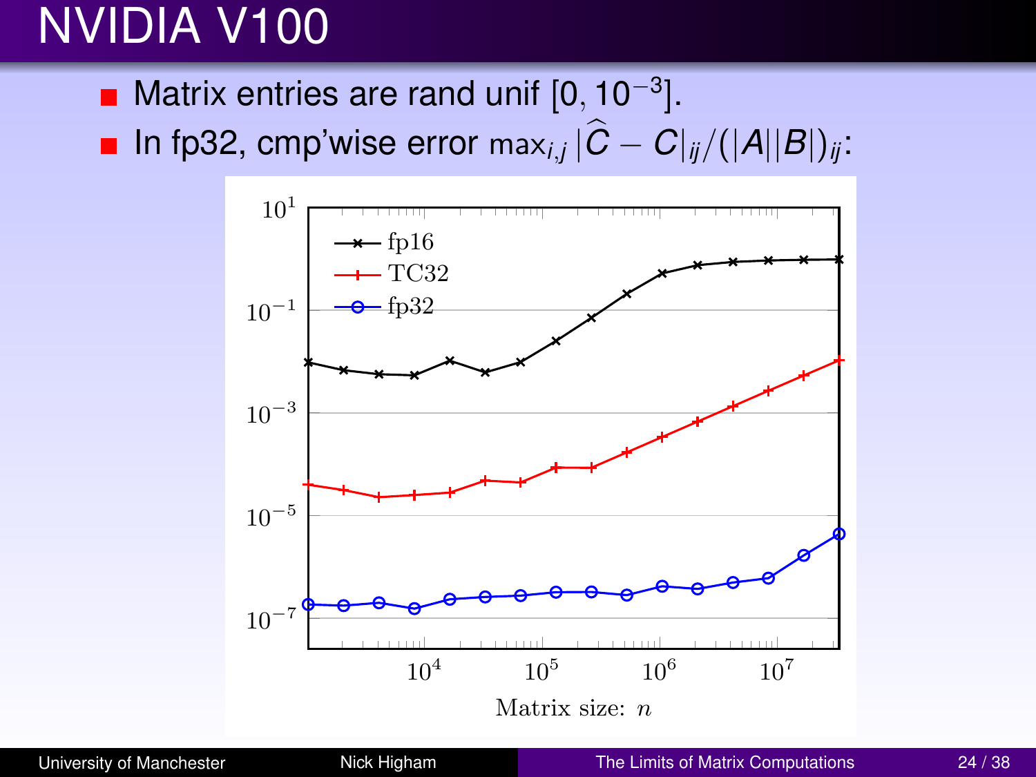# NVIDIA V100

- Matrix entries are rand unif $[0, 10^{-3}]$.
- In fp32, cmp'wise error $\max_{i,j} |\widehat{C} - C|_{ij}/(|A||B|)_{ij}$: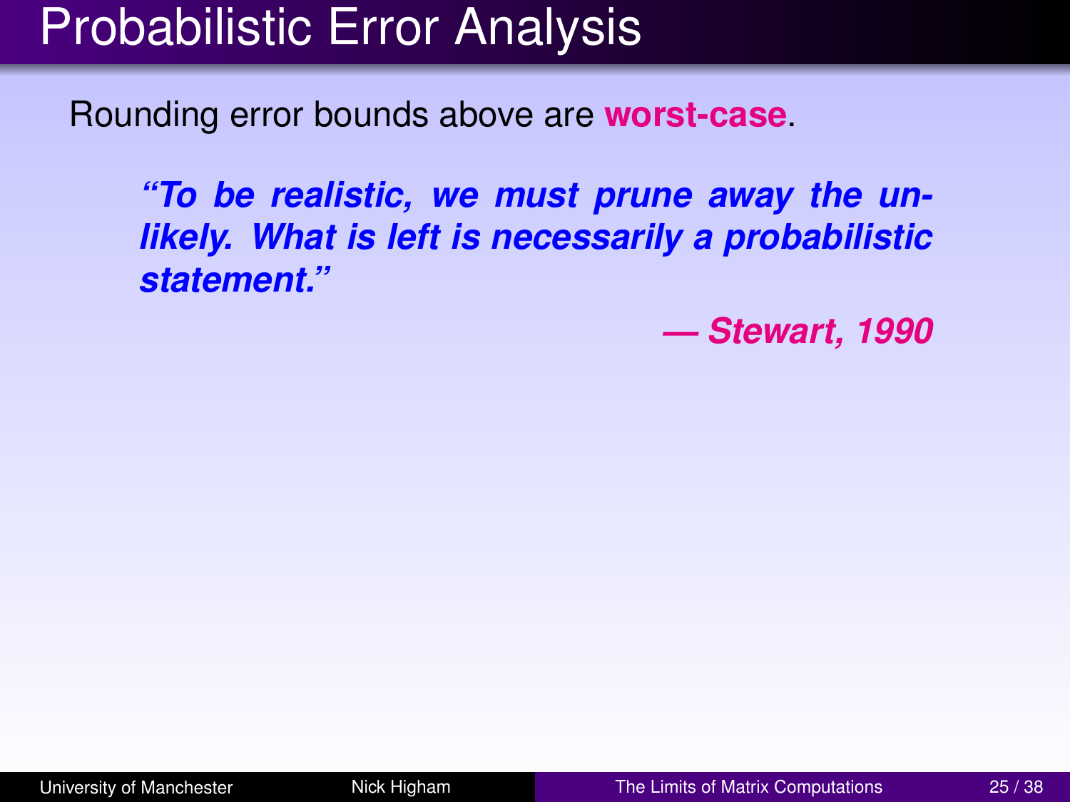# Probabilistic Error Analysis

Rounding error bounds above are **worst-case**.

> ***"To be realistic, we must prune away the unlikely. What is left is necessarily a probabilistic statement."***
>
> ***— Stewart, 1990***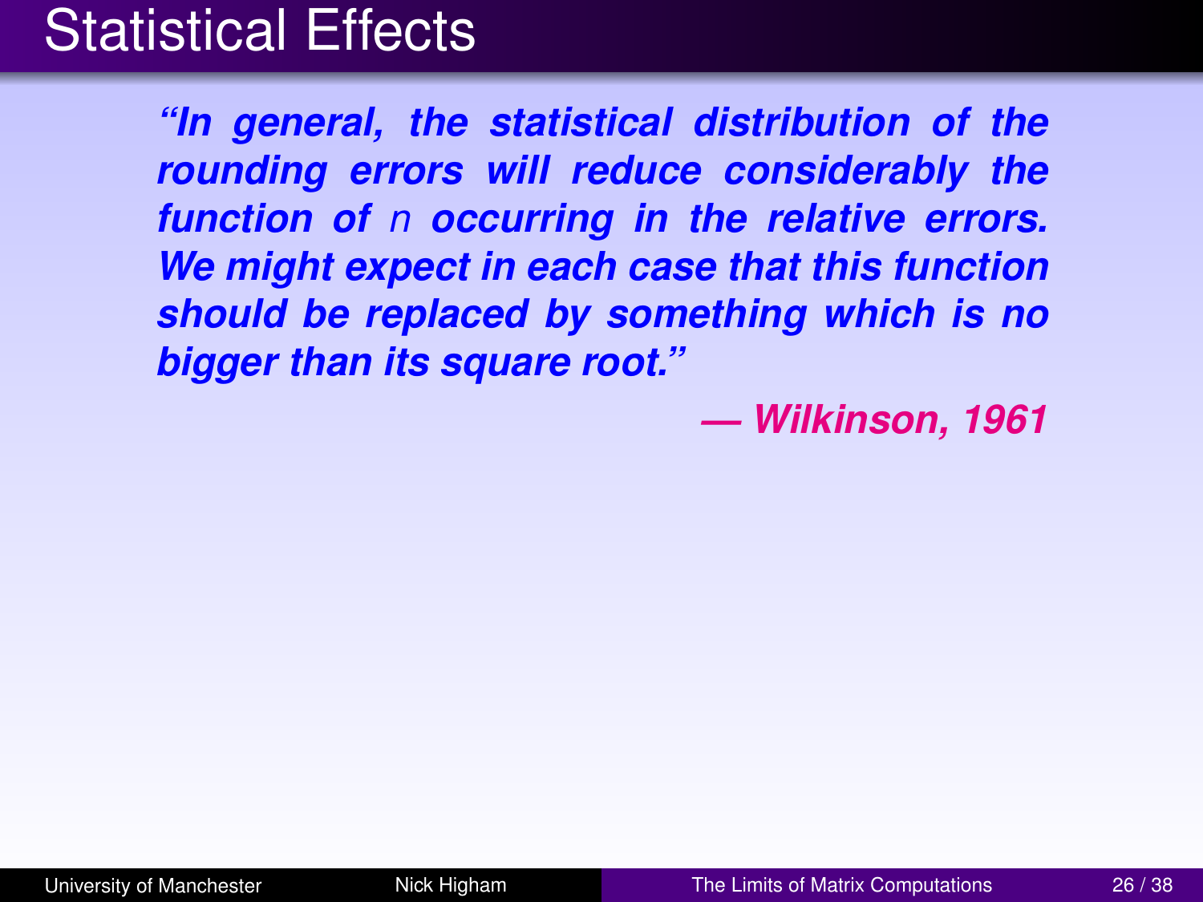# Statistical Effects

> ***"In general, the statistical distribution of the rounding errors will reduce considerably the function of $n$ occurring in the relative errors. We might expect in each case that this function should be replaced by something which is no bigger than its square root."***
>
> ***— Wilkinson, 1961***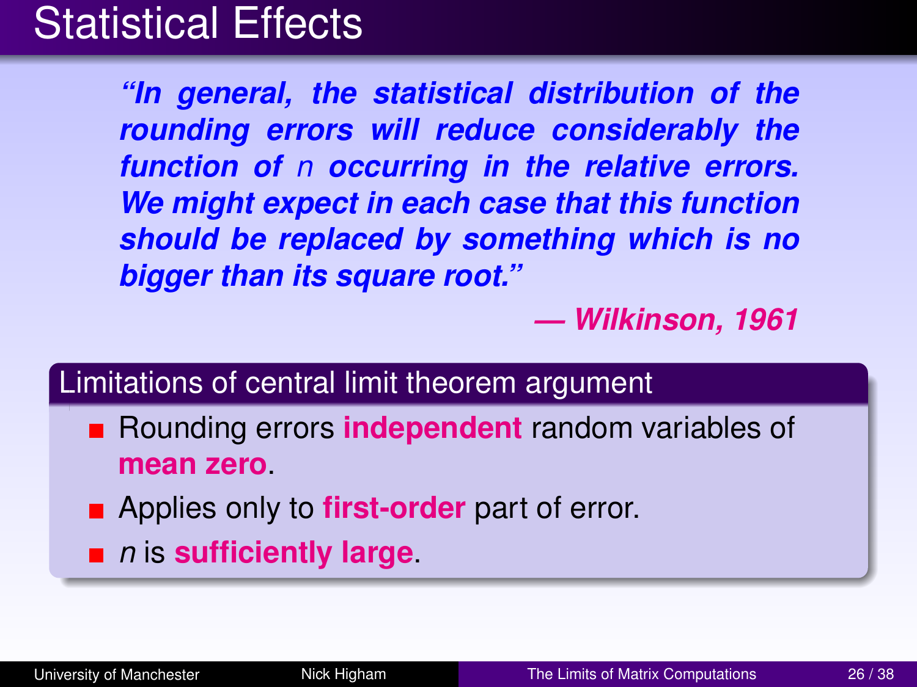# Statistical Effects

> ***"In general, the statistical distribution of the rounding errors will reduce considerably the function of $n$ occurring in the relative errors. We might expect in each case that this function should be replaced by something which is no bigger than its square root."***
>
> ***— Wilkinson, 1961***

## Limitations of central limit theorem argument

- Rounding errors **independent** random variables of **mean zero**.
- Applies only to **first-order** part of error.
- $n$ is **sufficiently large**.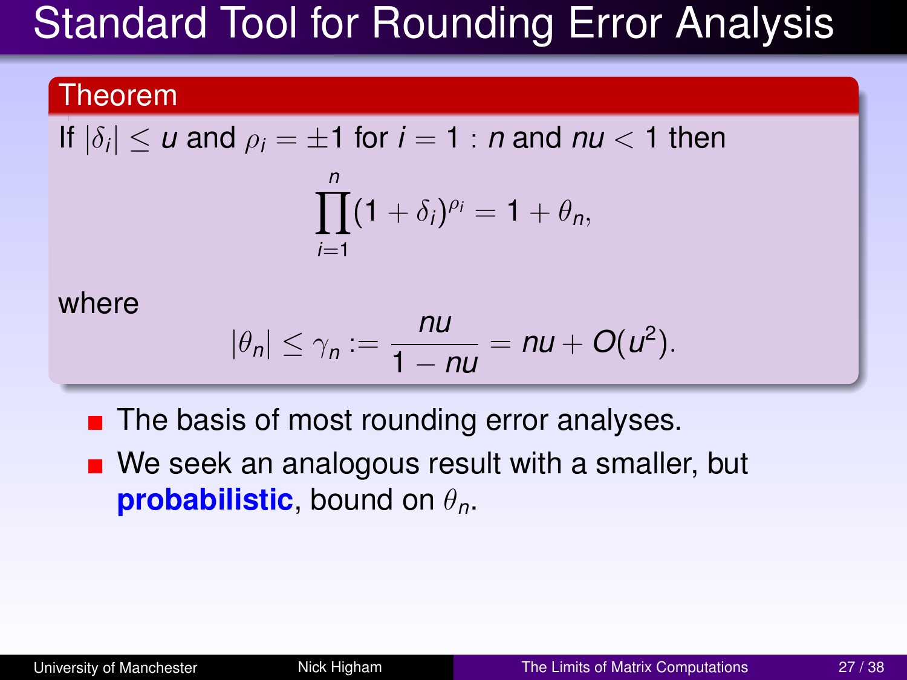# Standard Tool for Rounding Error Analysis

**Theorem**

If $|\delta_i| \le u$ and $\rho_i = \pm 1$ for $i = 1 : n$ and $nu < 1$ then

$$\prod_{i=1}^{n} (1 + \delta_i)^{\rho_i} = 1 + \theta_n,$$

where

$$|\theta_n| \le \gamma_n := \frac{nu}{1 - nu} = nu + O(u^2).$$

- The basis of most rounding error analyses.
- We seek an analogous result with a smaller, but **probabilistic**, bound on $\theta_n$.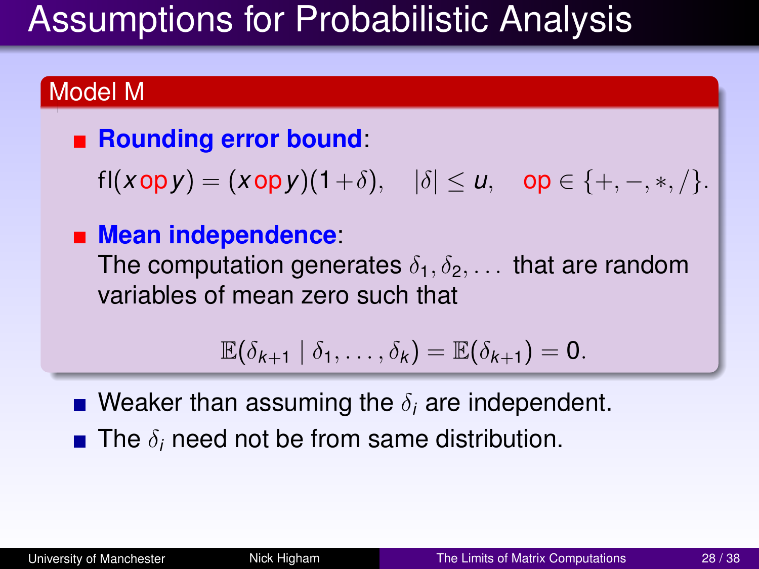# Assumptions for Probabilistic Analysis

## Model M

- **Rounding error bound**:

  $\mathrm{fl}(x\,\mathrm{op}\,y) = (x\,\mathrm{op}\,y)(1+\delta), \quad |\delta| \le u, \quad \mathrm{op} \in \{+,-,*,/\}.$

- **Mean independence**:
  The computation generates $\delta_1, \delta_2, \dots$ that are random variables of mean zero such that

$$\mathbb{E}(\delta_{k+1} \mid \delta_1, \dots, \delta_k) = \mathbb{E}(\delta_{k+1}) = 0.$$

- Weaker than assuming the $\delta_i$ are independent.
- The $\delta_i$ need not be from same distribution.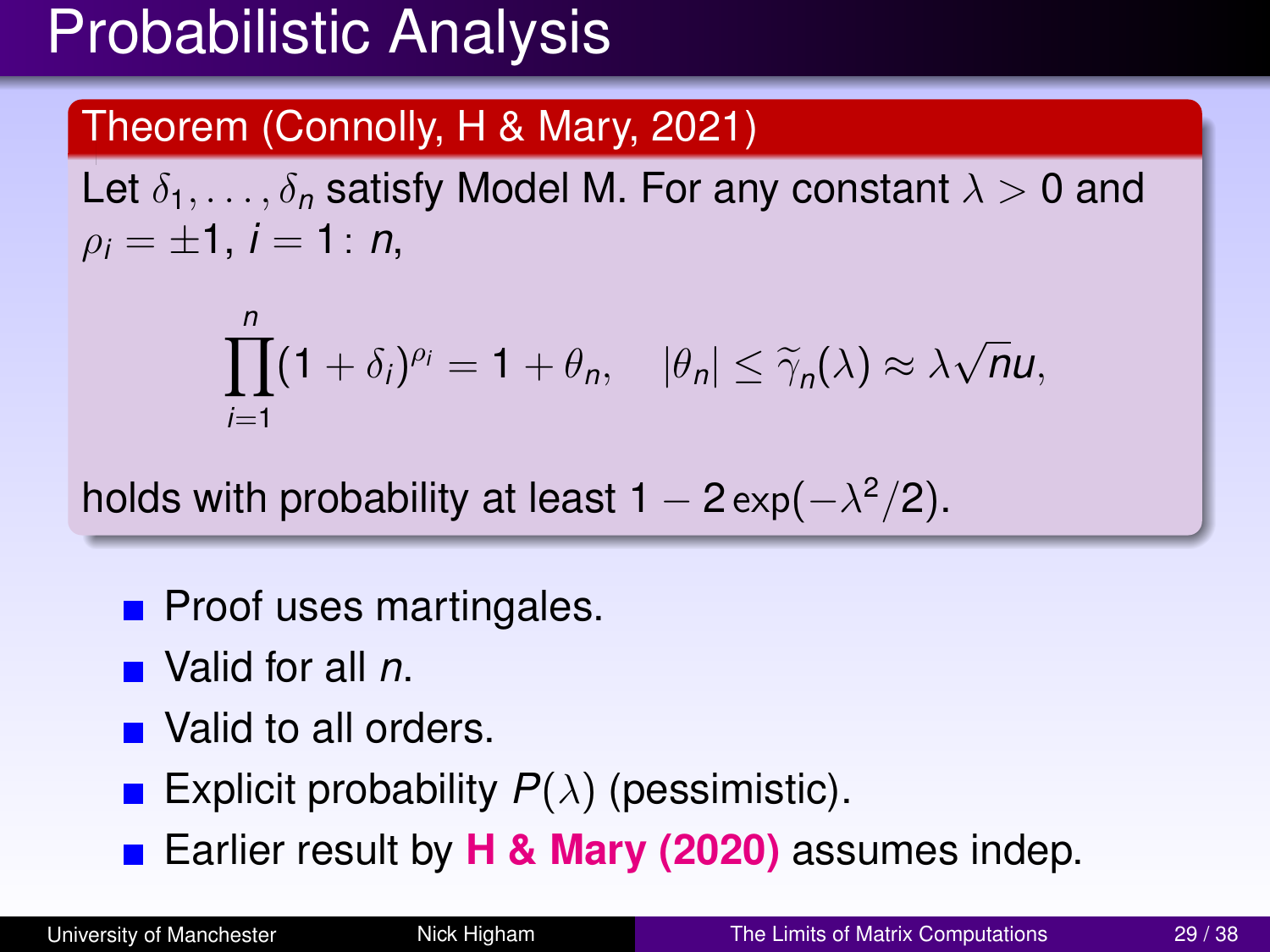# Probabilistic Analysis

**Theorem (Connolly, H & Mary, 2021)**

Let $\delta_1, \dots, \delta_n$ satisfy Model M. For any constant $\lambda > 0$ and $\rho_i = \pm 1$, $i = 1\colon n$,

$$\prod_{i=1}^{n} (1 + \delta_i)^{\rho_i} = 1 + \theta_n, \quad |\theta_n| \le \widetilde{\gamma}_n(\lambda) \approx \lambda \sqrt{n} u,$$

holds with probability at least $1 - 2\exp(-\lambda^2/2)$.

- Proof uses martingales.
- Valid for all $n$.
- Valid to all orders.
- Explicit probability $P(\lambda)$ (pessimistic).
- Earlier result by **H & Mary (2020)** assumes indep.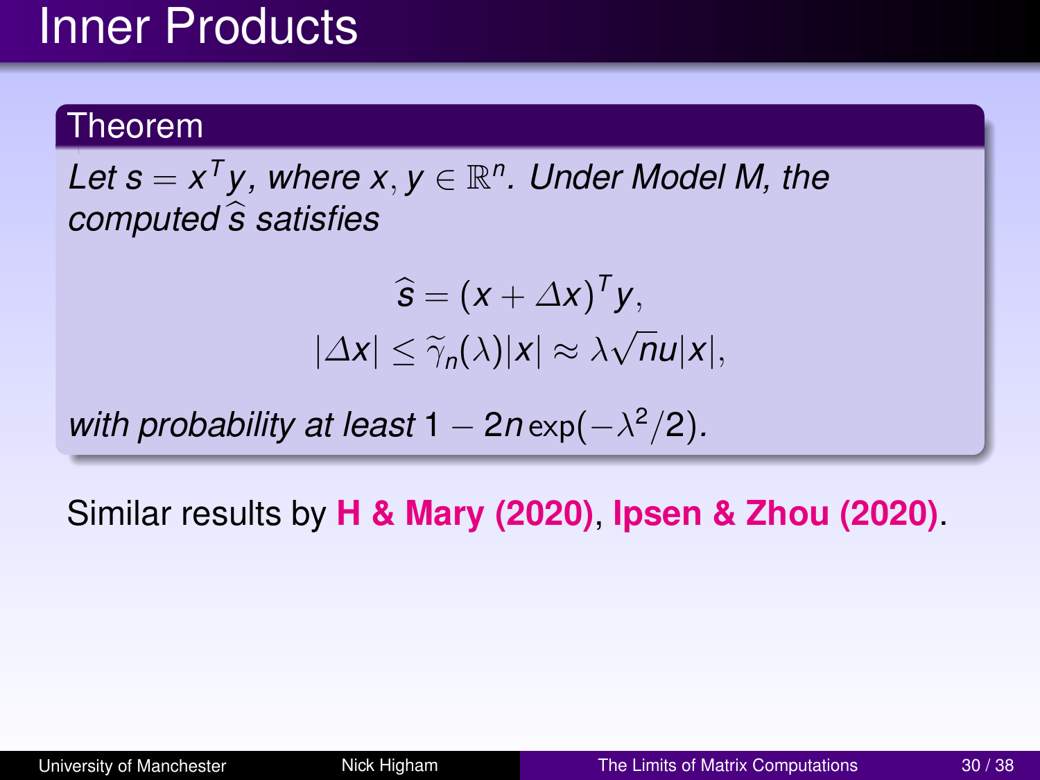# Inner Products

**Theorem**

*Let $s = x^T y$, where $x, y \in \mathbb{R}^n$. Under Model M, the computed $\widehat{s}$ satisfies*

$$\widehat{s} = (x + \Delta x)^T y,$$

$$|\Delta x| \le \widetilde{\gamma}_n(\lambda)|x| \approx \lambda\sqrt{n}u|x|,$$

*with probability at least $1 - 2n\exp(-\lambda^2/2)$.*

Similar results by **H & Mary (2020)**, **Ipsen & Zhou (2020)**.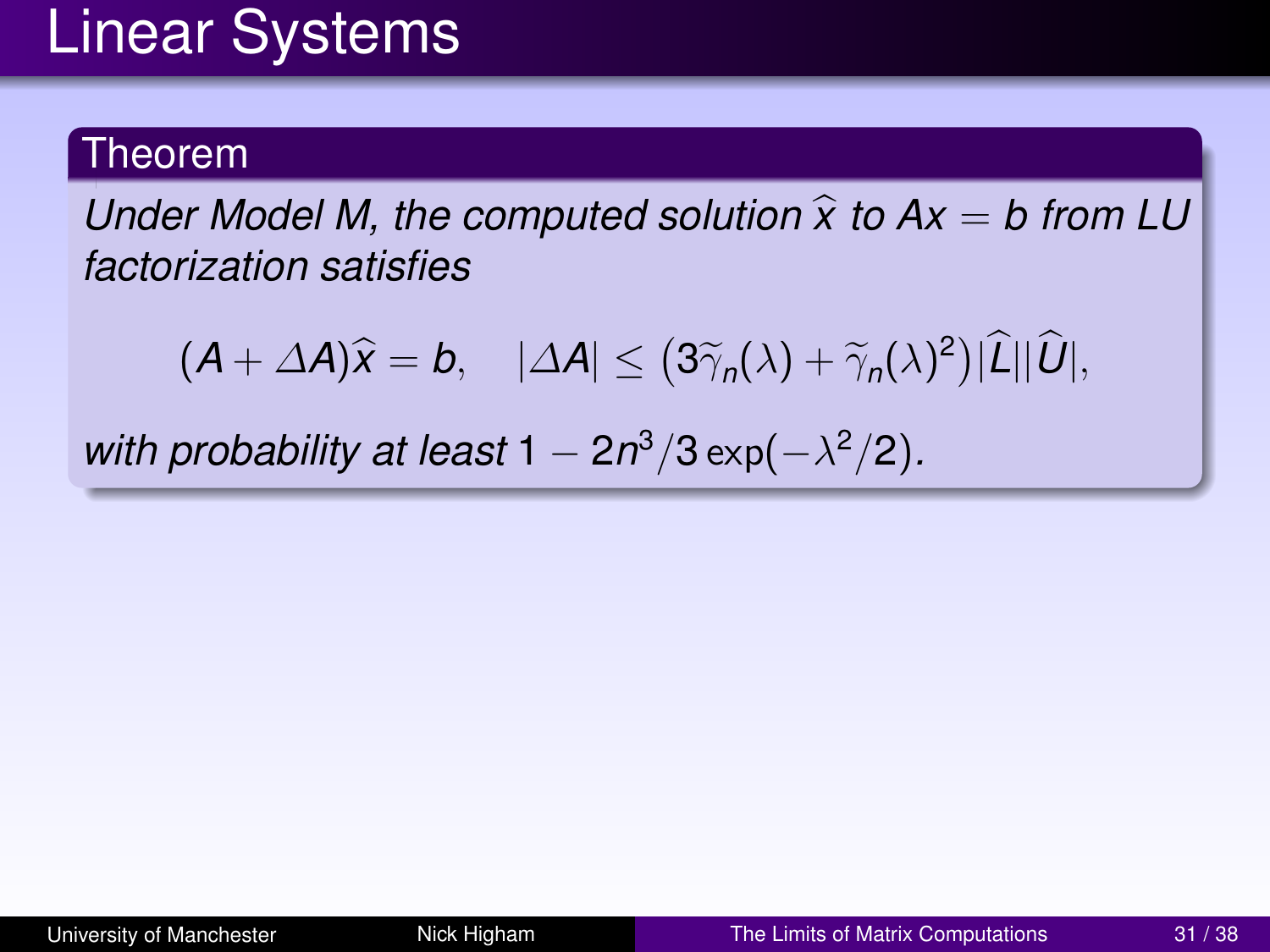# Linear Systems

**Theorem**

*Under Model M, the computed solution $\widehat{x}$ to $Ax = b$ from LU factorization satisfies*

$$(A + \Delta A)\widehat{x} = b, \quad |\Delta A| \le \big(3\widetilde{\gamma}_n(\lambda) + \widetilde{\gamma}_n(\lambda)^2\big)|\widehat{L}||\widehat{U}|,$$

*with probability at least* $1 - 2n^3/3\,\exp(-\lambda^2/2)$.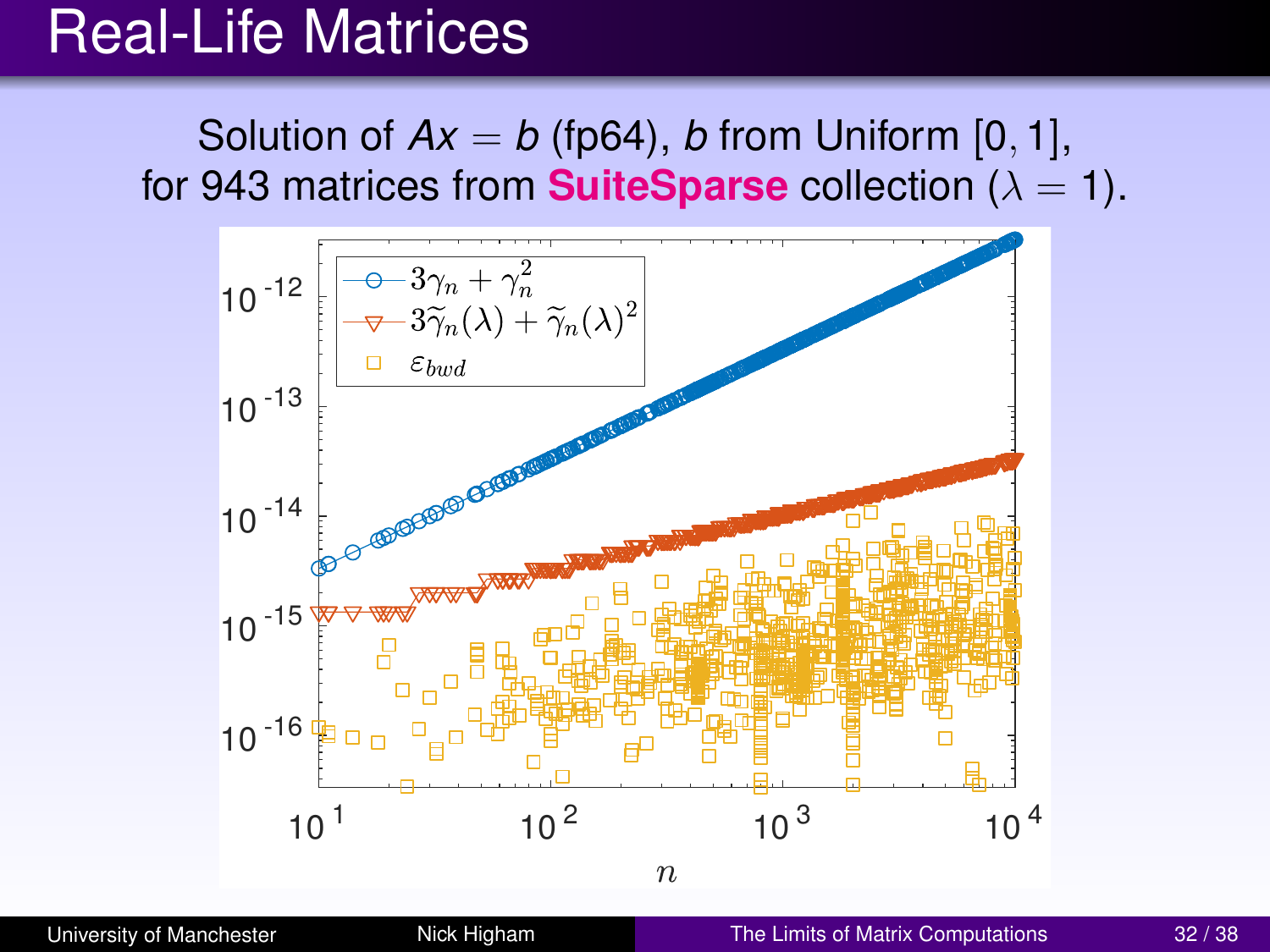# Real-Life Matrices

Solution of $Ax = b$ (fp64), $b$ from Uniform $[0, 1]$, for 943 matrices from **SuiteSparse** collection ($\lambda = 1$).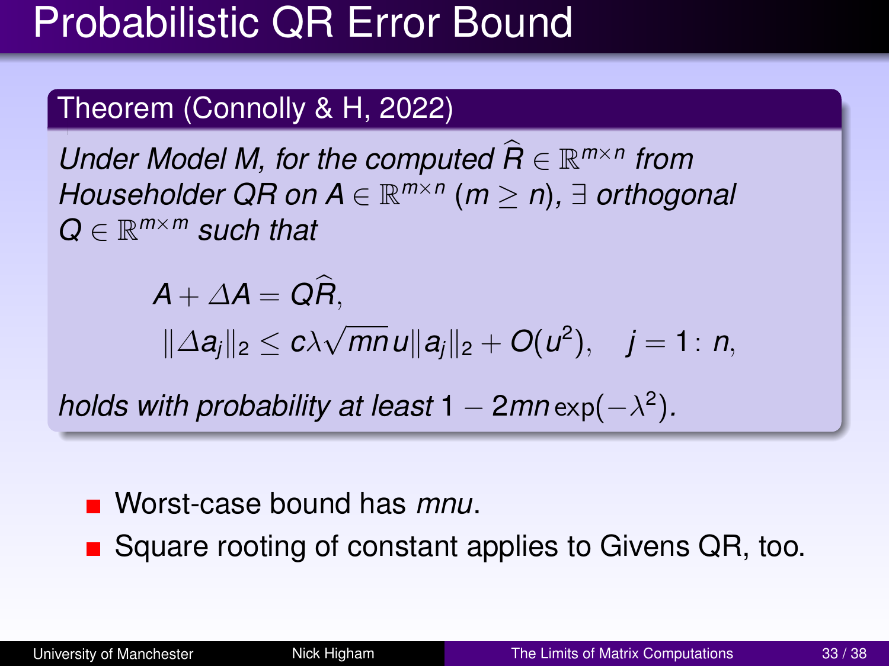# Probabilistic QR Error Bound

**Theorem (Connolly & H, 2022)**

*Under Model M, for the computed $\widehat{R} \in \mathbb{R}^{m\times n}$ from Householder QR on $A \in \mathbb{R}^{m\times n}$ ($m \geq n$), $\exists$ orthogonal $Q \in \mathbb{R}^{m\times m}$ such that*

$$A + \Delta A = Q\widehat{R},$$

$$\|\Delta a_j\|_2 \leq c\lambda\sqrt{mn}\,u\|a_j\|_2 + O(u^2), \quad j = 1\colon n,$$

*holds with probability at least* $1 - 2mn\exp(-\lambda^2)$.

- Worst-case bound has *mnu*.
- Square rooting of constant applies to Givens QR, too.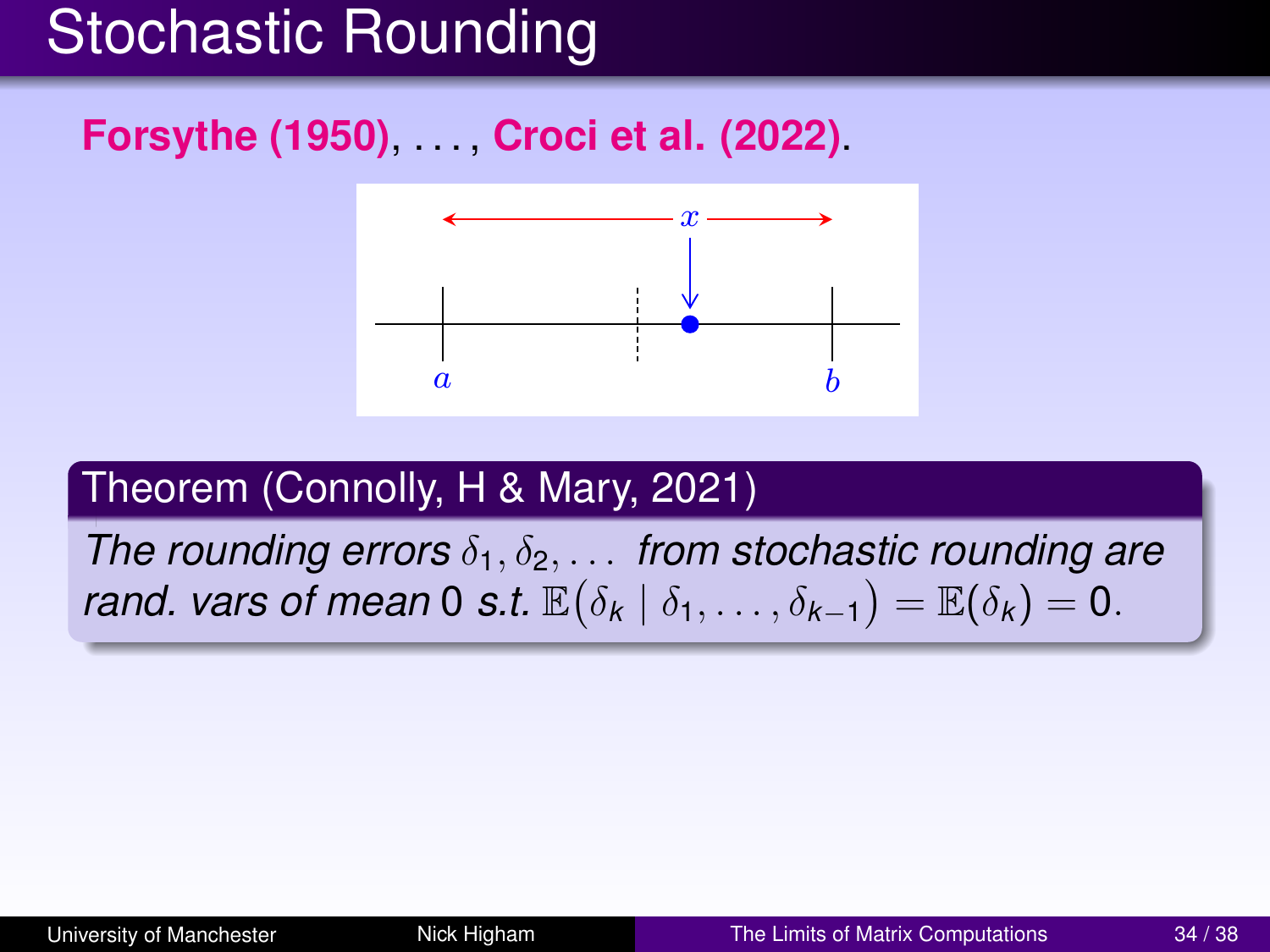# Stochastic Rounding

**Forsythe (1950)**, . . . , **Croci et al. (2022)**.

### Theorem (Connolly, H & Mary, 2021)

*The rounding errors* $\delta_1, \delta_2, \ldots$ *from stochastic rounding are rand. vars of mean* 0 *s.t.* $\mathbb{E}\big(\delta_k \mid \delta_1, \ldots, \delta_{k-1}\big) = \mathbb{E}(\delta_k) = 0$.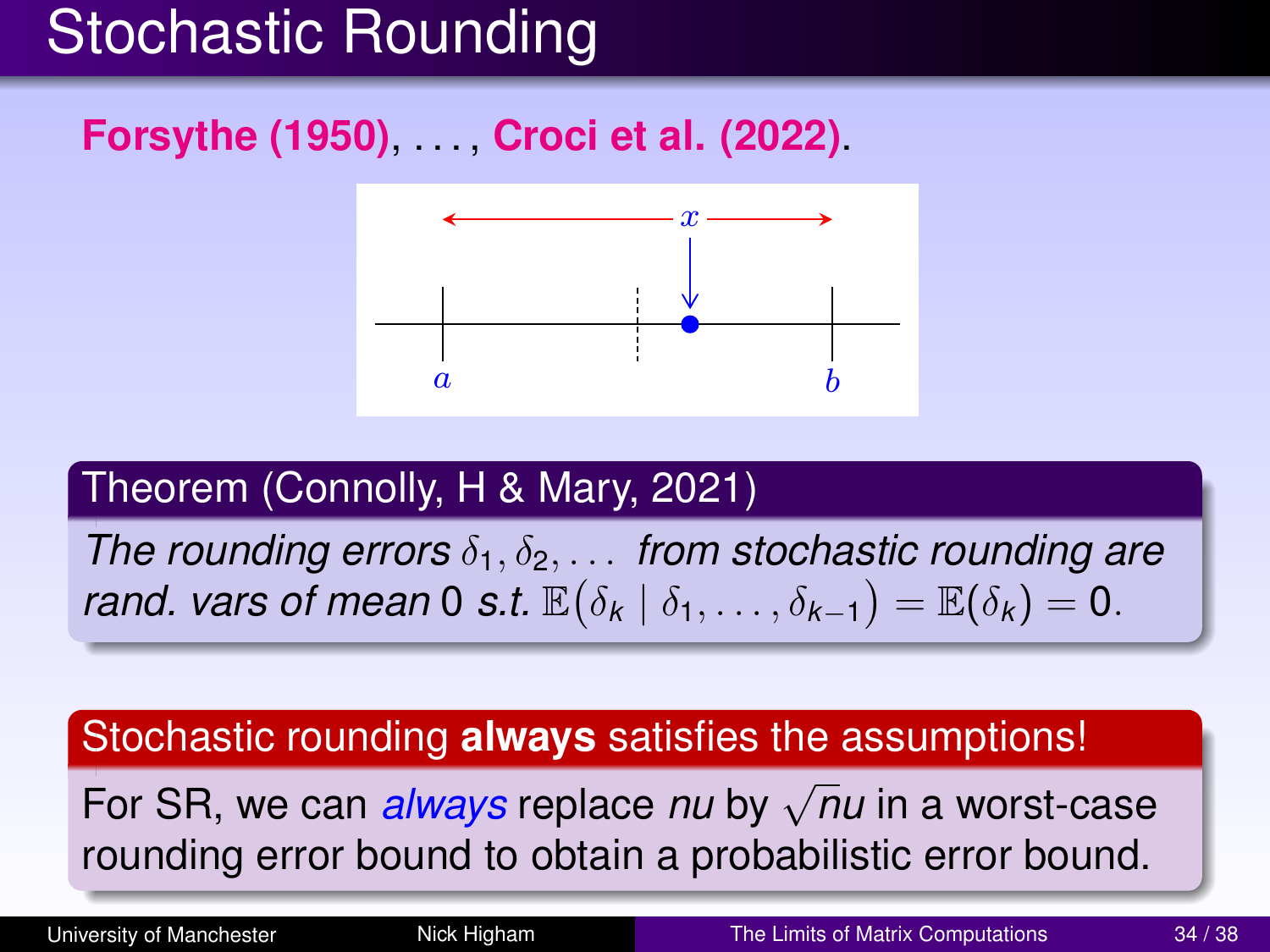# Stochastic Rounding

**Forsythe (1950)**, . . . , **Croci et al. (2022)**.

$x$

$a$ $b$

## Theorem (Connolly, H & Mary, 2021)

*The rounding errors* $\delta_1, \delta_2, \dots$ *from stochastic rounding are rand. vars of mean* 0 *s.t.* $\mathbb{E}\big(\delta_k \mid \delta_1, \dots, \delta_{k-1}\big) = \mathbb{E}(\delta_k) = 0$.

## Stochastic rounding **always** satisfies the assumptions!

For SR, we can *always* replace $nu$ by $\sqrt{n}u$ in a worst-case rounding error bound to obtain a probabilistic error bound.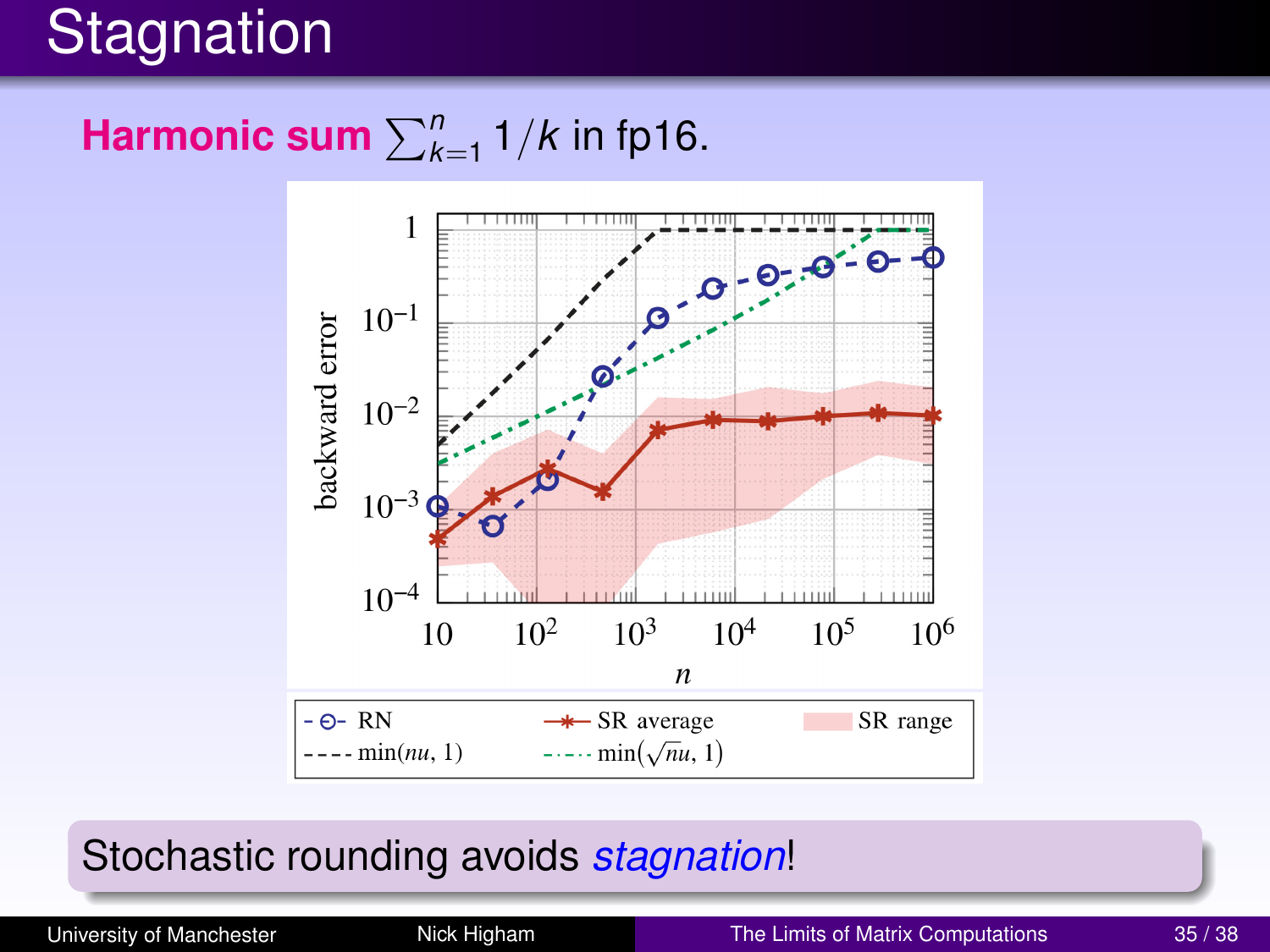# Stagnation

**Harmonic sum** $\sum_{k=1}^{n} 1/k$ in fp16.

Stochastic rounding avoids *stagnation*!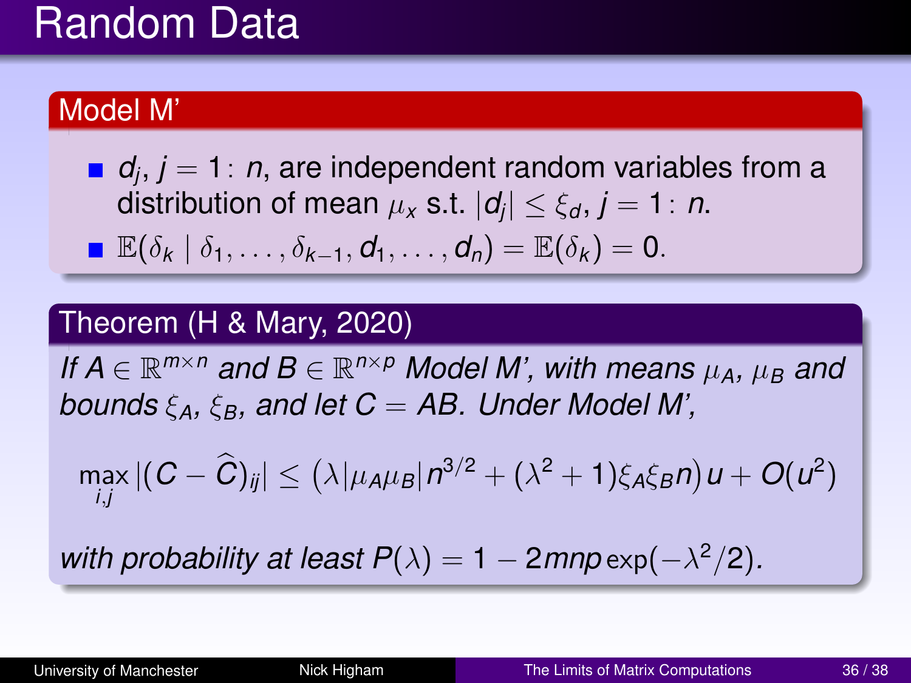# Random Data

## Model M'

- $d_j$, $j = 1\colon n$, are independent random variables from a distribution of mean $\mu_x$ s.t. $|d_j| \le \xi_d$, $j = 1\colon n$.
- $\mathbb{E}(\delta_k \mid \delta_1, \ldots, \delta_{k-1}, d_1, \ldots, d_n) = \mathbb{E}(\delta_k) = 0$.

## Theorem (H & Mary, 2020)

*If $A \in \mathbb{R}^{m \times n}$ and $B \in \mathbb{R}^{n \times p}$ Model M', with means $\mu_A$, $\mu_B$ and bounds $\xi_A$, $\xi_B$, and let $C = AB$. Under Model M',*

$$\max_{i,j} |(C - \widehat{C})_{ij}| \le \big(\lambda |\mu_A \mu_B| n^{3/2} + (\lambda^2 + 1)\xi_A \xi_B n\big) u + O(u^2)$$

*with probability at least $P(\lambda) = 1 - 2mnp \exp(-\lambda^2/2)$.*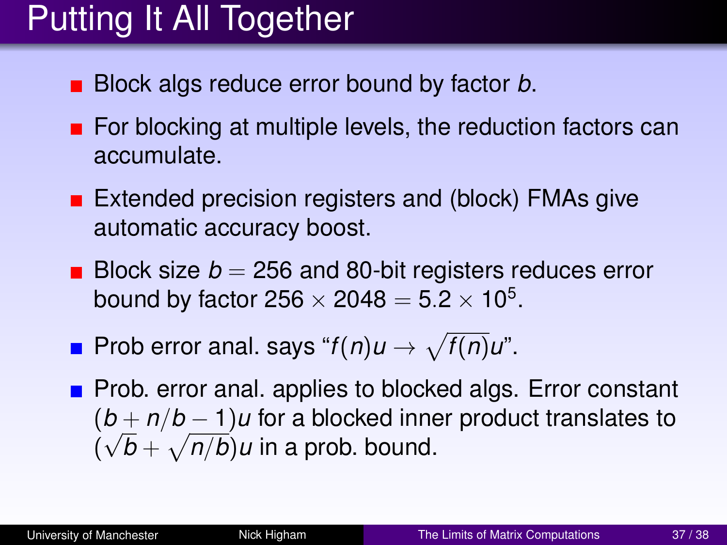# Putting It All Together

- Block algs reduce error bound by factor $b$.
- For blocking at multiple levels, the reduction factors can accumulate.
- Extended precision registers and (block) FMAs give automatic accuracy boost.
- Block size $b = 256$ and 80-bit registers reduces error bound by factor $256 \times 2048 = 5.2 \times 10^5$.
- Prob error anal. says "$f(n)u \to \sqrt{f(n)}u$".
- Prob. error anal. applies to blocked algs. Error constant $(b + n/b - 1)u$ for a blocked inner product translates to $(\sqrt{b} + \sqrt{n/b})u$ in a prob. bound.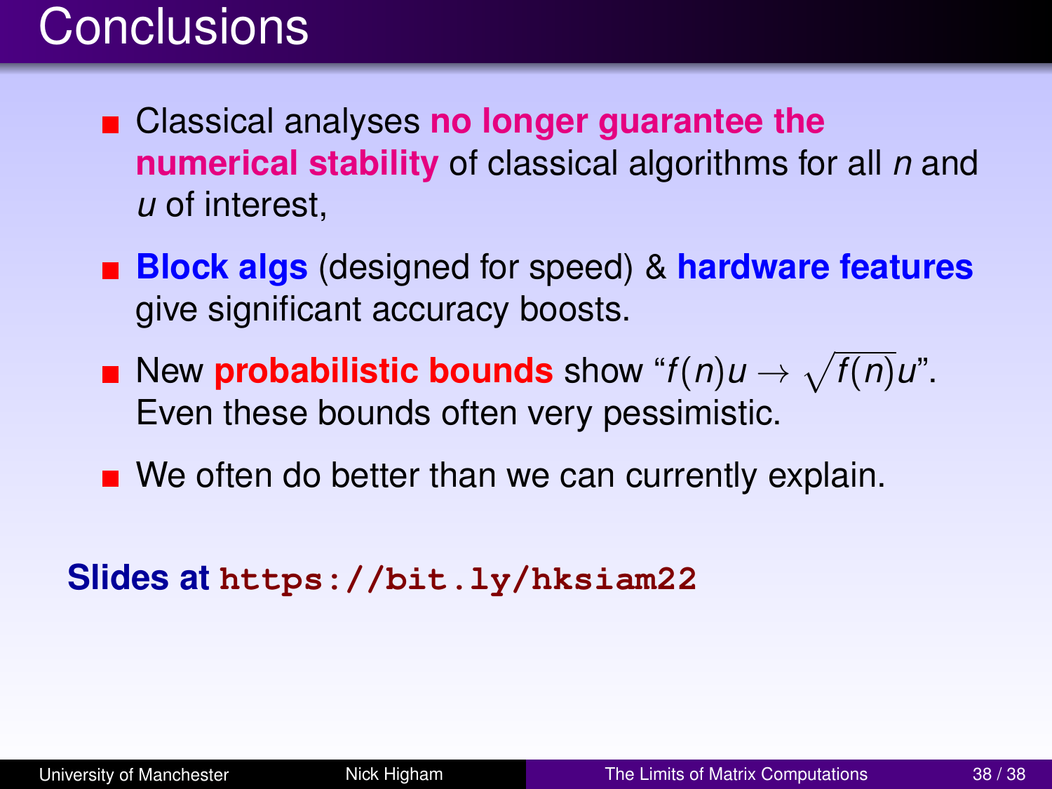# Conclusions

- Classical analyses **no longer guarantee the numerical stability** of classical algorithms for all $n$ and $u$ of interest,
- **Block algs** (designed for speed) & **hardware features** give significant accuracy boosts.
- New **probabilistic bounds** show "$f(n)u \to \sqrt{f(n)}u$". Even these bounds often very pessimistic.
- We often do better than we can currently explain.

**Slides at `https://bit.ly/hksiam22`**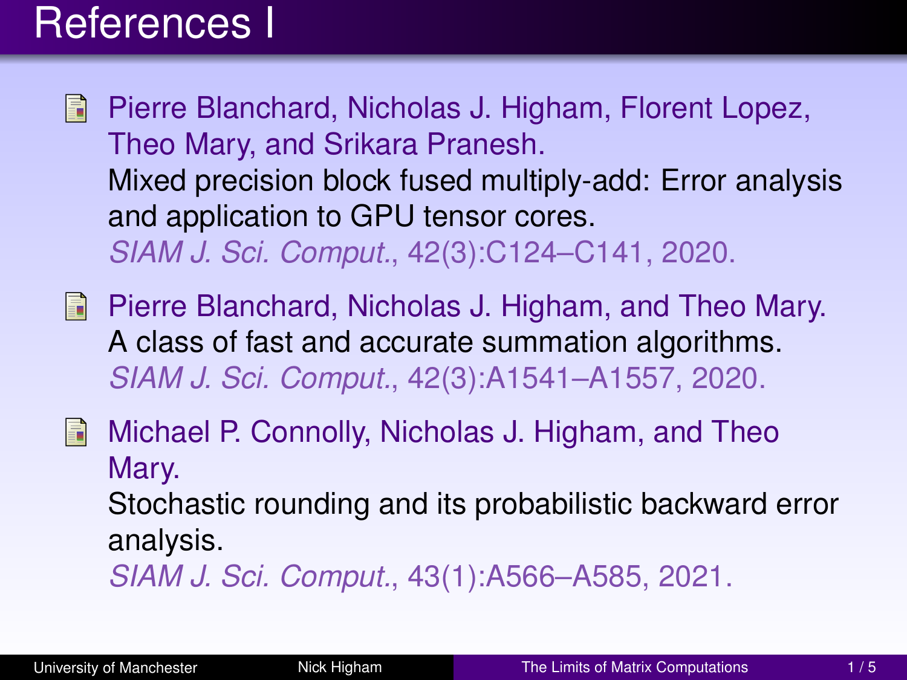# References I

- Pierre Blanchard, Nicholas J. Higham, Florent Lopez, Theo Mary, and Srikara Pranesh.
  Mixed precision block fused multiply-add: Error analysis and application to GPU tensor cores.
  *SIAM J. Sci. Comput.*, 42(3):C124–C141, 2020.

- Pierre Blanchard, Nicholas J. Higham, and Theo Mary.
  A class of fast and accurate summation algorithms.
  *SIAM J. Sci. Comput.*, 42(3):A1541–A1557, 2020.

- Michael P. Connolly, Nicholas J. Higham, and Theo Mary.
  Stochastic rounding and its probabilistic backward error analysis.
  *SIAM J. Sci. Comput.*, 43(1):A566–A585, 2021.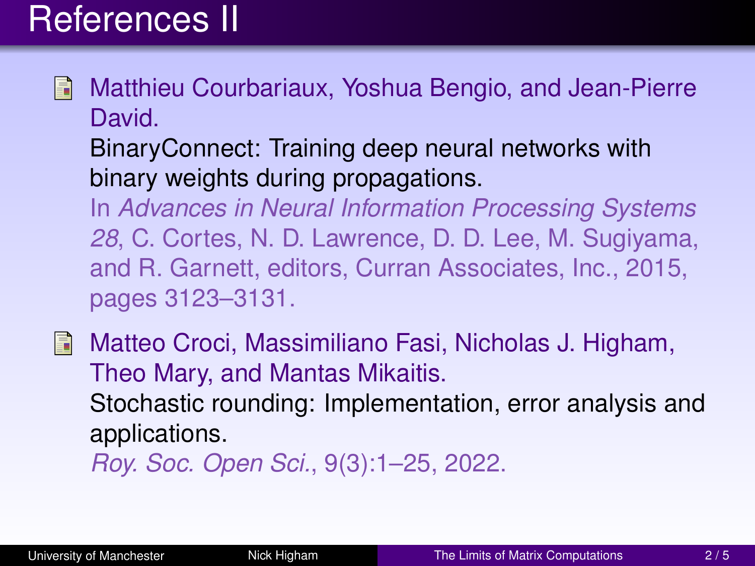# References II

- Matthieu Courbariaux, Yoshua Bengio, and Jean-Pierre David.
  BinaryConnect: Training deep neural networks with binary weights during propagations.
  In *Advances in Neural Information Processing Systems 28*, C. Cortes, N. D. Lawrence, D. D. Lee, M. Sugiyama, and R. Garnett, editors, Curran Associates, Inc., 2015, pages 3123–3131.

- Matteo Croci, Massimiliano Fasi, Nicholas J. Higham, Theo Mary, and Mantas Mikaitis.
  Stochastic rounding: Implementation, error analysis and applications.
  *Roy. Soc. Open Sci.*, 9(3):1–25, 2022.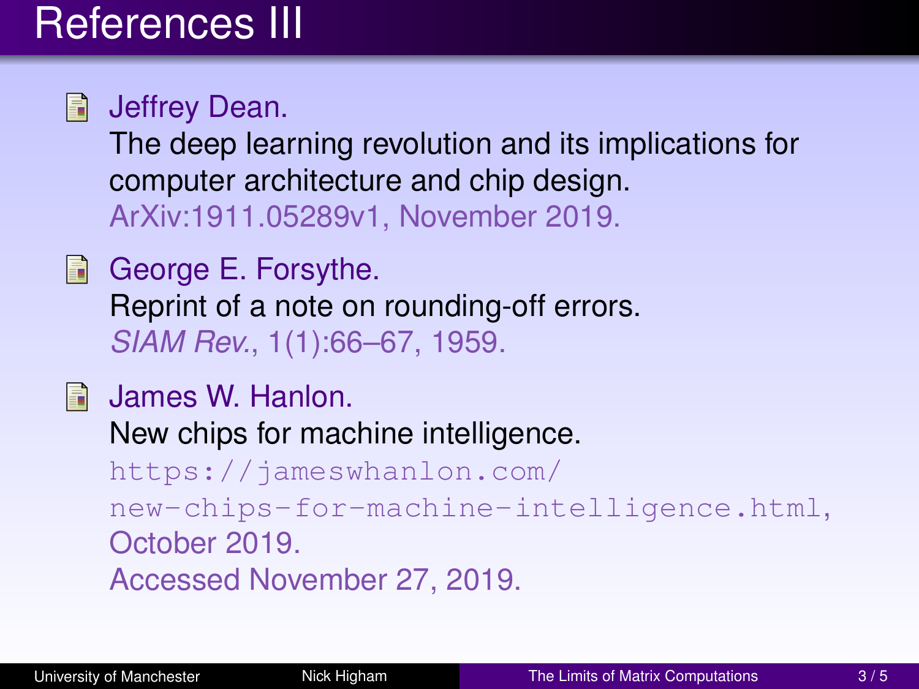# References III

- Jeffrey Dean.
  The deep learning revolution and its implications for computer architecture and chip design.
  ArXiv:1911.05289v1, November 2019.

- George E. Forsythe.
  Reprint of a note on rounding-off errors.
  *SIAM Rev.*, 1(1):66–67, 1959.

- James W. Hanlon.
  New chips for machine intelligence.
  `https://jameswhanlon.com/new-chips-for-machine-intelligence.html`, October 2019.
  Accessed November 27, 2019.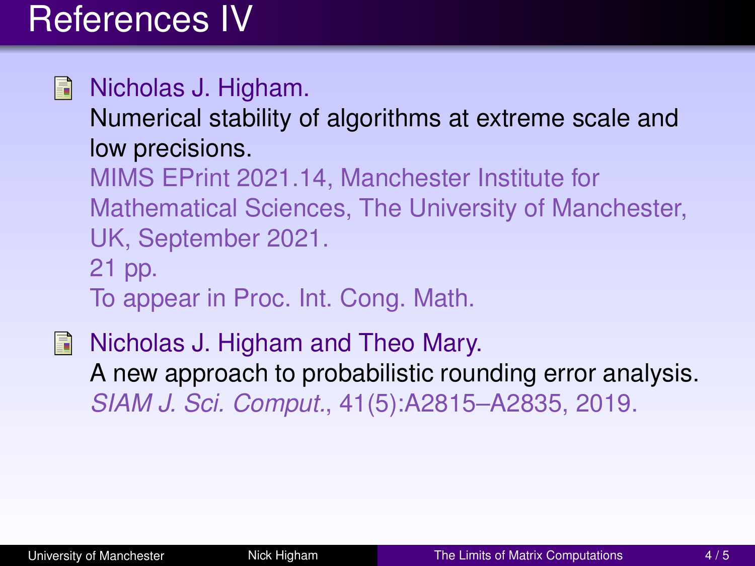# References IV

- Nicholas J. Higham.
  Numerical stability of algorithms at extreme scale and low precisions.
  MIMS EPrint 2021.14, Manchester Institute for Mathematical Sciences, The University of Manchester, UK, September 2021.
  21 pp.
  To appear in Proc. Int. Cong. Math.

- Nicholas J. Higham and Theo Mary.
  A new approach to probabilistic rounding error analysis.
  *SIAM J. Sci. Comput.*, 41(5):A2815–A2835, 2019.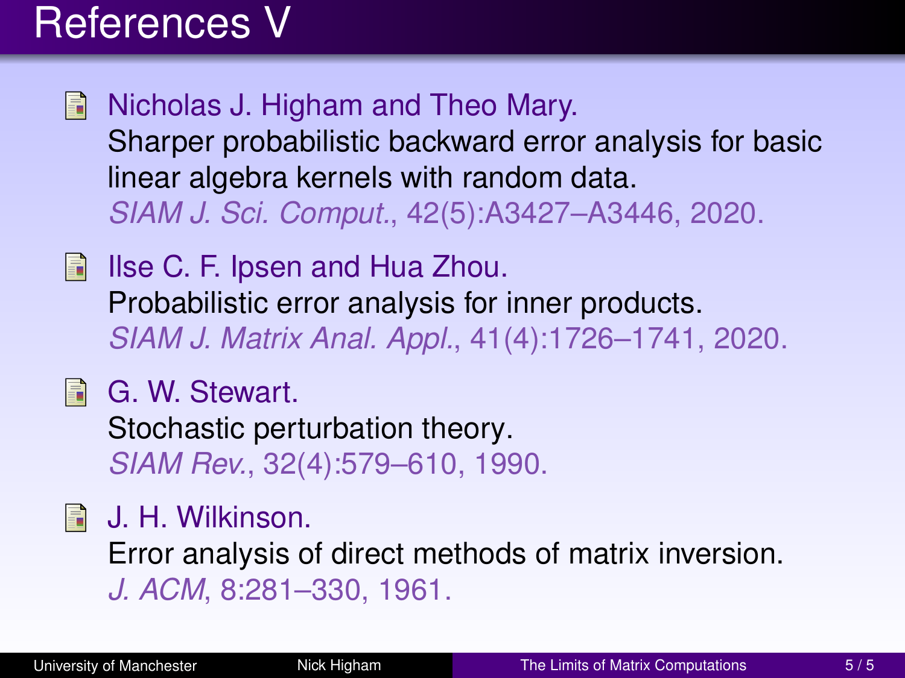# References V

- Nicholas J. Higham and Theo Mary.
  Sharper probabilistic backward error analysis for basic linear algebra kernels with random data.
  *SIAM J. Sci. Comput.*, 42(5):A3427–A3446, 2020.

- Ilse C. F. Ipsen and Hua Zhou.
  Probabilistic error analysis for inner products.
  *SIAM J. Matrix Anal. Appl.*, 41(4):1726–1741, 2020.

- G. W. Stewart.
  Stochastic perturbation theory.
  *SIAM Rev.*, 32(4):579–610, 1990.

- J. H. Wilkinson.
  Error analysis of direct methods of matrix inversion.
  *J. ACM*, 8:281–330, 1961.